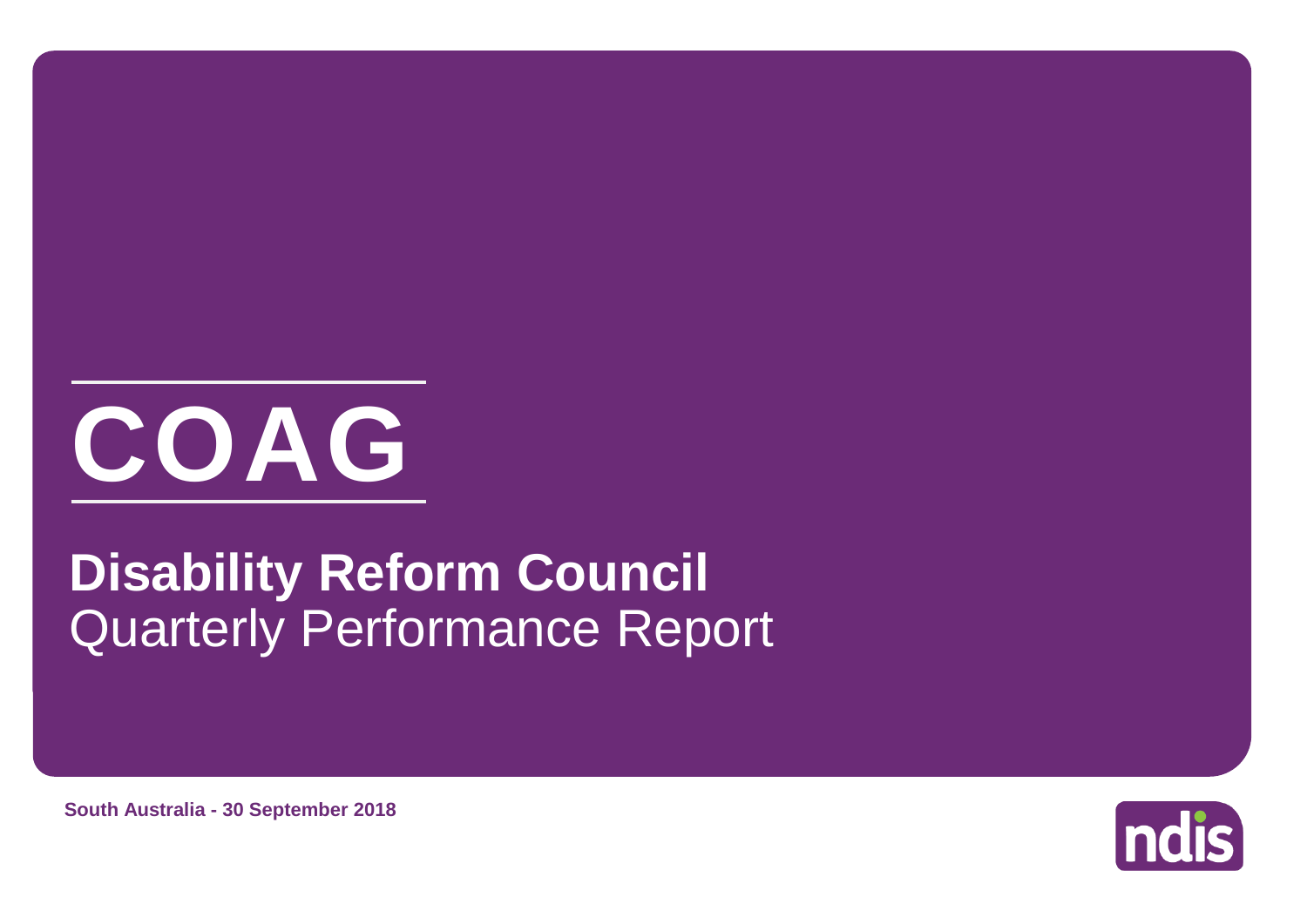# COAG

## Disability Reform Council

Quarterly Performance Report

**South Australia - 30 September 2018**

ndis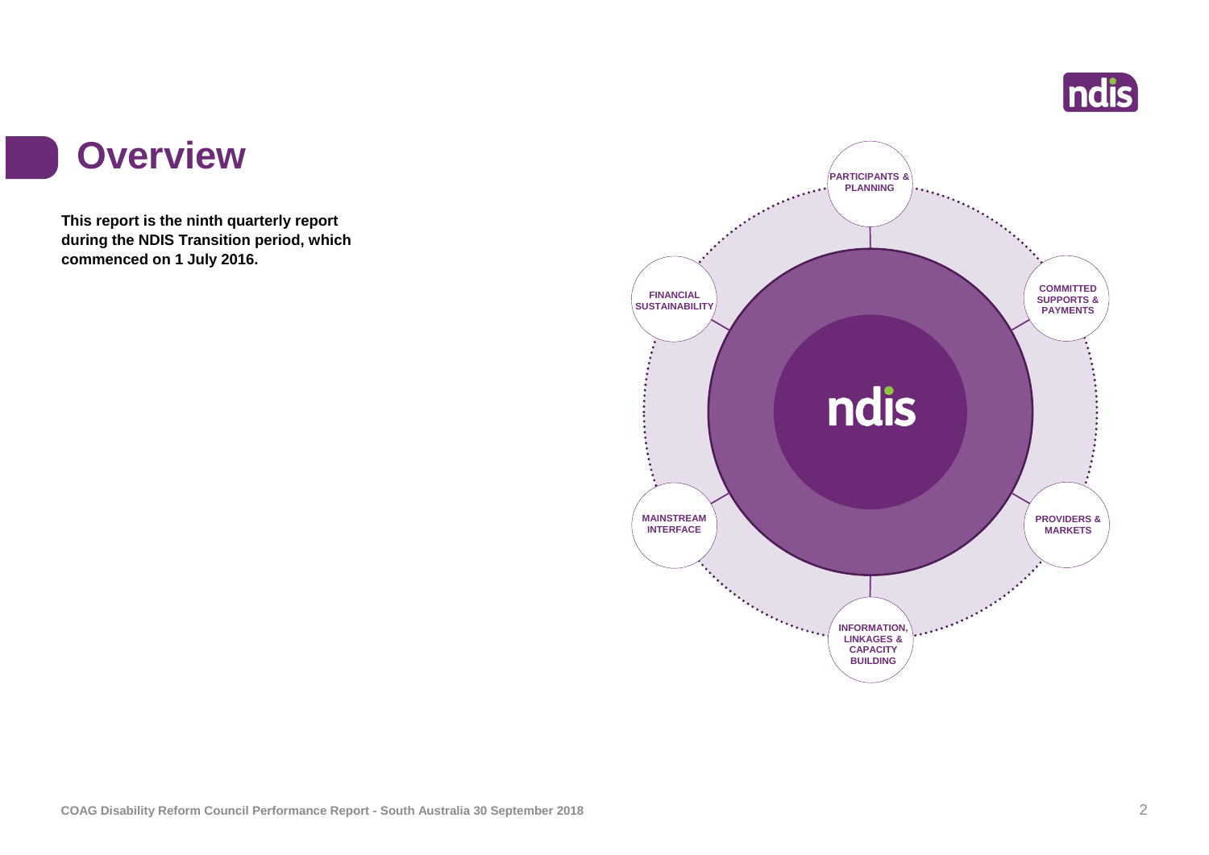# Overview

**This report is the ninth quarterly report during the NDIS Transition period, which commenced on 1 July 2016.**

PARTICIPANTS & PLANNING

COMMITTED SUPPORTS & PAYMENTS

PROVIDERS & MARKETS

INFORMATION, LINKAGES & CAPACITY BUILDING

MAINSTREAM INTERFACE

FINANCIAL SUSTAINABILITY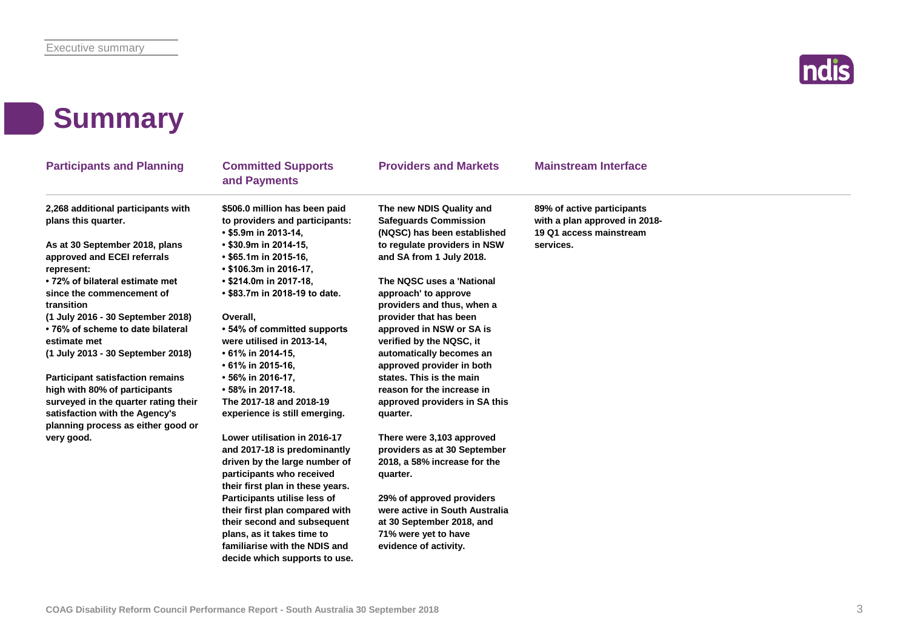# Summary

## Participants and Planning

**2,268 additional participants with plans this quarter.**

**As at 30 September 2018, plans approved and ECEI referrals represent:**

- **72% of bilateral estimate met since the commencement of transition (1 July 2016 - 30 September 2018)**
- **76% of scheme to date bilateral estimate met (1 July 2013 - 30 September 2018)**

**Participant satisfaction remains high with 80% of participants surveyed in the quarter rating their satisfaction with the Agency's planning process as either good or very good.**

## Committed Supports and Payments

**$506.0 million has been paid to providers and participants:**

- **$5.9m in 2013-14,**
- **$30.9m in 2014-15,**
- **$65.1m in 2015-16,**
- **$106.3m in 2016-17,**
- **$214.0m in 2017-18,**
- **$83.7m in 2018-19 to date.**

**Overall,**

- **54% of committed supports were utilised in 2013-14,**
- **61% in 2014-15,**
- **61% in 2015-16,**
- **56% in 2016-17,**
- **58% in 2017-18.**

**The 2017-18 and 2018-19 experience is still emerging.**

**Lower utilisation in 2016-17 and 2017-18 is predominantly driven by the large number of participants who received their first plan in these years. Participants utilise less of their first plan compared with their second and subsequent plans, as it takes time to familiarise with the NDIS and decide which supports to use.**

## Providers and Markets

**The new NDIS Quality and Safeguards Commission (NQSC) has been established to regulate providers in NSW and SA from 1 July 2018.**

**The NQSC uses a 'National approach' to approve providers and thus, when a provider that has been approved in NSW or SA is verified by the NQSC, it automatically becomes an approved provider in both states. This is the main reason for the increase in approved providers in SA this quarter.**

**There were 3,103 approved providers as at 30 September 2018, a 58% increase for the quarter.**

**29% of approved providers were active in South Australia at 30 September 2018, and 71% were yet to have evidence of activity.**

## Mainstream Interface

**89% of active participants with a plan approved in 2018-19 Q1 access mainstream services.**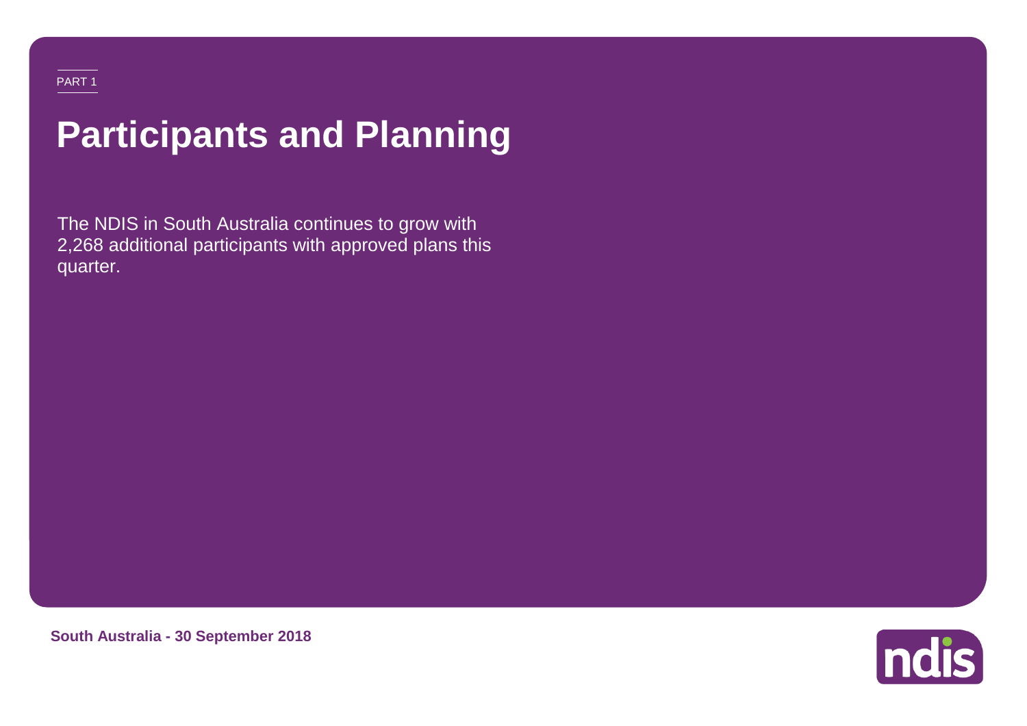PART 1

# Participants and Planning

The NDIS in South Australia continues to grow with 2,268 additional participants with approved plans this quarter.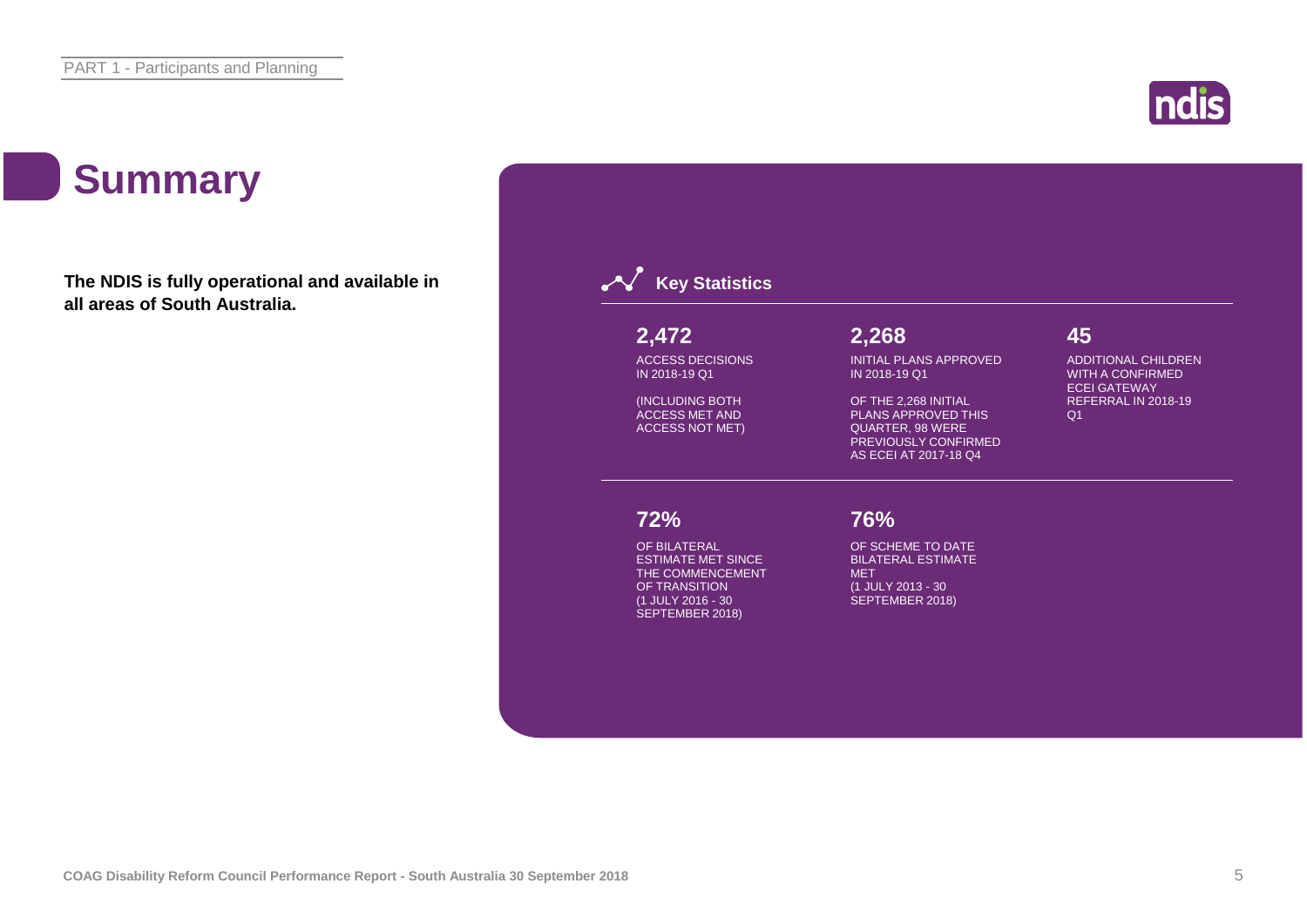# Summary

**The NDIS is fully operational and available in all areas of South Australia.**

## Key Statistics

**2,472**

ACCESS DECISIONS IN 2018-19 Q1

(INCLUDING BOTH ACCESS MET AND ACCESS NOT MET)

**2,268**

INITIAL PLANS APPROVED IN 2018-19 Q1

OF THE 2,268 INITIAL PLANS APPROVED THIS QUARTER, 98 WERE PREVIOUSLY CONFIRMED AS ECEI AT 2017-18 Q4

**45**

ADDITIONAL CHILDREN WITH A CONFIRMED ECEI GATEWAY REFERRAL IN 2018-19 Q1

**72%**

OF BILATERAL ESTIMATE MET SINCE THE COMMENCEMENT OF TRANSITION (1 JULY 2016 - 30 SEPTEMBER 2018)

**76%**

OF SCHEME TO DATE BILATERAL ESTIMATE MET (1 JULY 2013 - 30 SEPTEMBER 2018)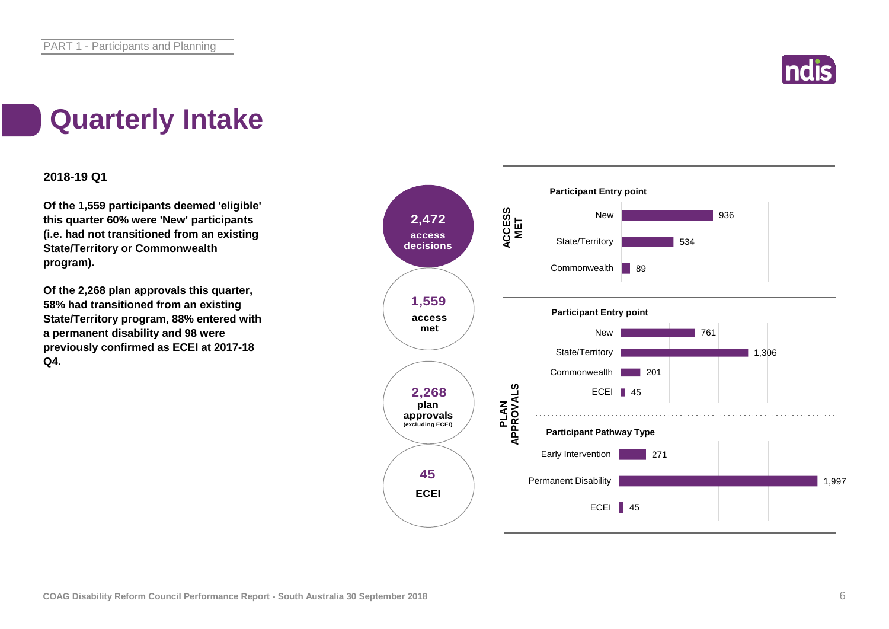# Quarterly Intake

**2018-19 Q1**

**Of the 1,559 participants deemed 'eligible' this quarter 60% were 'New' participants (i.e. had not transitioned from an existing State/Territory or Commonwealth program).**

**Of the 2,268 plan approvals this quarter, 58% had transitioned from an existing State/Territory program, 88% entered with a permanent disability and 98 were previously confirmed as ECEI at 2017-18 Q4.**

**2,472** access decisions

**1,559** access met

**2,268** plan approvals (excluding ECEI)

**45** ECEI

**ACCESS MET**

**Participant Entry point**

| Entry point | Number |
|---|---|
| New | 936 |
| State/Territory | 534 |
| Commonwealth | 89 |

**PLAN APPROVALS**

**Participant Entry point**

| Entry point | Number |
|---|---|
| New | 761 |
| State/Territory | 1,306 |
| Commonwealth | 201 |
| ECEI | 45 |

**Participant Pathway Type**

| Pathway Type | Number |
|---|---|
| Early Intervention | 271 |
| Permanent Disability | 1,997 |
| ECEI | 45 |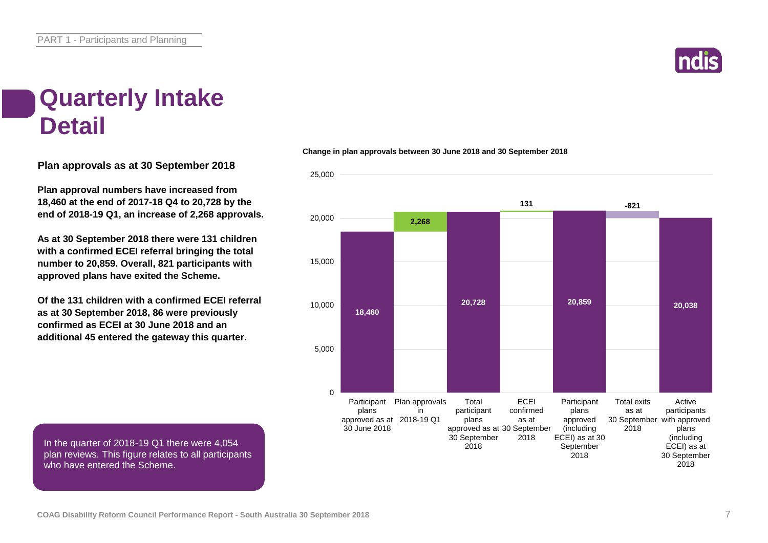# Quarterly Intake Detail

**Plan approvals as at 30 September 2018**

**Plan approval numbers have increased from 18,460 at the end of 2017-18 Q4 to 20,728 by the end of 2018-19 Q1, an increase of 2,268 approvals.**

**As at 30 September 2018 there were 131 children with a confirmed ECEI referral bringing the total number to 20,859. Overall, 821 participants with approved plans have exited the Scheme.**

**Of the 131 children with a confirmed ECEI referral as at 30 September 2018, 86 were previously confirmed as ECEI at 30 June 2018 and an additional 45 entered the gateway this quarter.**

In the quarter of 2018-19 Q1 there were 4,054 plan reviews. This figure relates to all participants who have entered the Scheme.

**Change in plan approvals between 30 June 2018 and 30 September 2018**

| Category | Value |
| --- | --- |
| Participant plans approved as at 30 June 2018 | 18,460 |
| Plan approvals in 2018-19 Q1 | 2,268 |
| Total participant plans approved as at 30 September 2018 | 20,728 |
| ECEI confirmed as at 30 September 2018 | 131 |
| Participant plans approved (including ECEI) as at 30 September 2018 | 20,859 |
| Total exits as at 30 September 2018 | -821 |
| Active participants with approved plans (including ECEI) as at 30 September 2018 | 20,038 |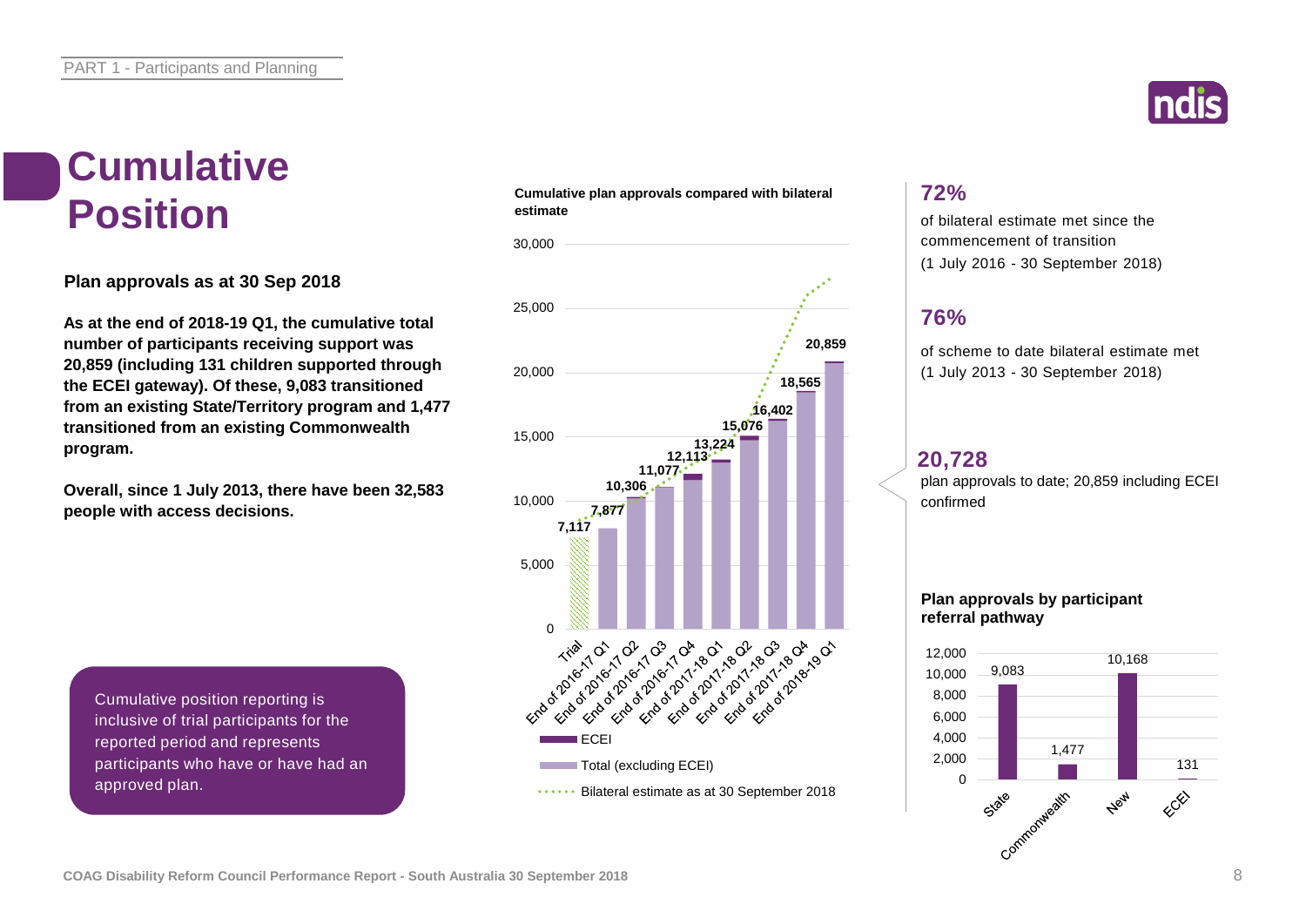# Cumulative Position

**Plan approvals as at 30 Sep 2018**

**As at the end of 2018-19 Q1, the cumulative total number of participants receiving support was 20,859 (including 131 children supported through the ECEI gateway). Of these, 9,083 transitioned from an existing State/Territory program and 1,477 transitioned from an existing Commonwealth program.**

**Overall, since 1 July 2013, there have been 32,583 people with access decisions.**

Cumulative position reporting is inclusive of trial participants for the reported period and represents participants who have or have had an approved plan.

**Cumulative plan approvals compared with bilateral estimate**

| Period | Cumulative plan approvals |
| --- | --- |
| Trial | 7,117 |
| End of 2016-17 Q1 | 7,877 |
| End of 2016-17 Q2 | 10,306 |
| End of 2016-17 Q3 | 11,077 |
| End of 2016-17 Q4 | 12,113 |
| End of 2017-18 Q1 | 13,224 |
| End of 2017-18 Q2 | 15,076 |
| End of 2017-18 Q3 | 16,402 |
| End of 2017-18 Q4 | 18,565 |
| End of 2018-19 Q1 | 20,859 |

Legend: ECEI; Total (excluding ECEI); Bilateral estimate as at 30 September 2018

## 72%

of bilateral estimate met since the commencement of transition (1 July 2016 - 30 September 2018)

## 76%

of scheme to date bilateral estimate met (1 July 2013 - 30 September 2018)

## 20,728

plan approvals to date; 20,859 including ECEI confirmed

**Plan approvals by participant referral pathway**

| Pathway | Plan approvals |
| --- | --- |
| State | 9,083 |
| Commonwealth | 1,477 |
| New | 10,168 |
| ECEI | 131 |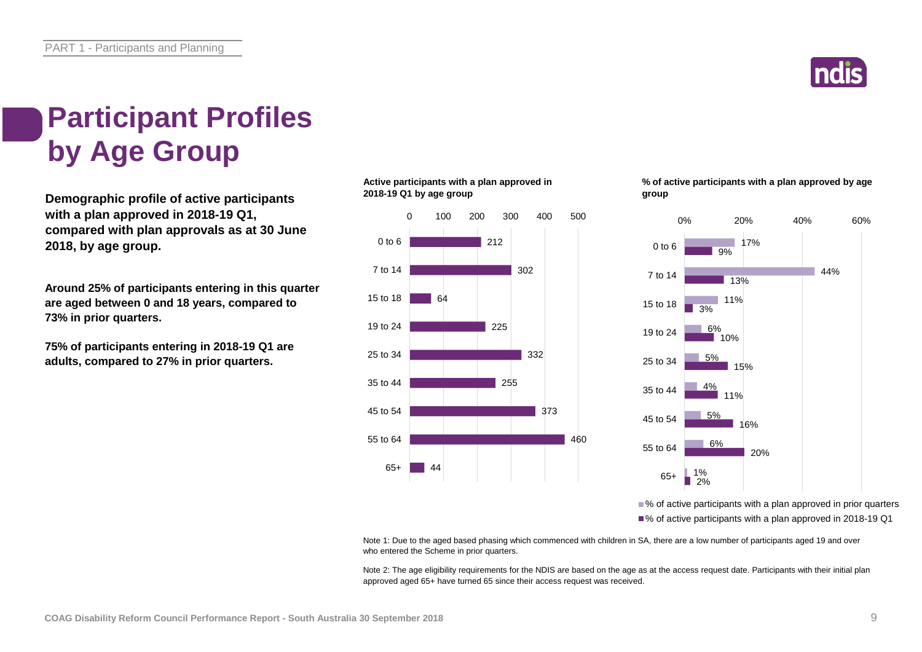# Participant Profiles by Age Group

**Demographic profile of active participants with a plan approved in 2018-19 Q1, compared with plan approvals as at 30 June 2018, by age group.**

**Around 25% of participants entering in this quarter are aged between 0 and 18 years, compared to 73% in prior quarters.**

**75% of participants entering in 2018-19 Q1 are adults, compared to 27% in prior quarters.**

**Active participants with a plan approved in 2018-19 Q1 by age group**

| Age group | Active participants |
| --- | --- |
| 0 to 6 | 212 |
| 7 to 14 | 302 |
| 15 to 18 | 64 |
| 19 to 24 | 225 |
| 25 to 34 | 332 |
| 35 to 44 | 255 |
| 45 to 54 | 373 |
| 55 to 64 | 460 |
| 65+ | 44 |

**% of active participants with a plan approved by age group**

| Age group | % of active participants with a plan approved in prior quarters | % of active participants with a plan approved in 2018-19 Q1 |
| --- | --- | --- |
| 0 to 6 | 17% | 9% |
| 7 to 14 | 44% | 13% |
| 15 to 18 | 11% | 3% |
| 19 to 24 | 6% | 10% |
| 25 to 34 | 5% | 15% |
| 35 to 44 | 4% | 11% |
| 45 to 54 | 5% | 16% |
| 55 to 64 | 6% | 20% |
| 65+ | 1% | 2% |

Note 1: Due to the aged based phasing which commenced with children in SA, there are a low number of participants aged 19 and over who entered the Scheme in prior quarters.

Note 2: The age eligibility requirements for the NDIS are based on the age as at the access request date. Participants with their initial plan approved aged 65+ have turned 65 since their access request was received.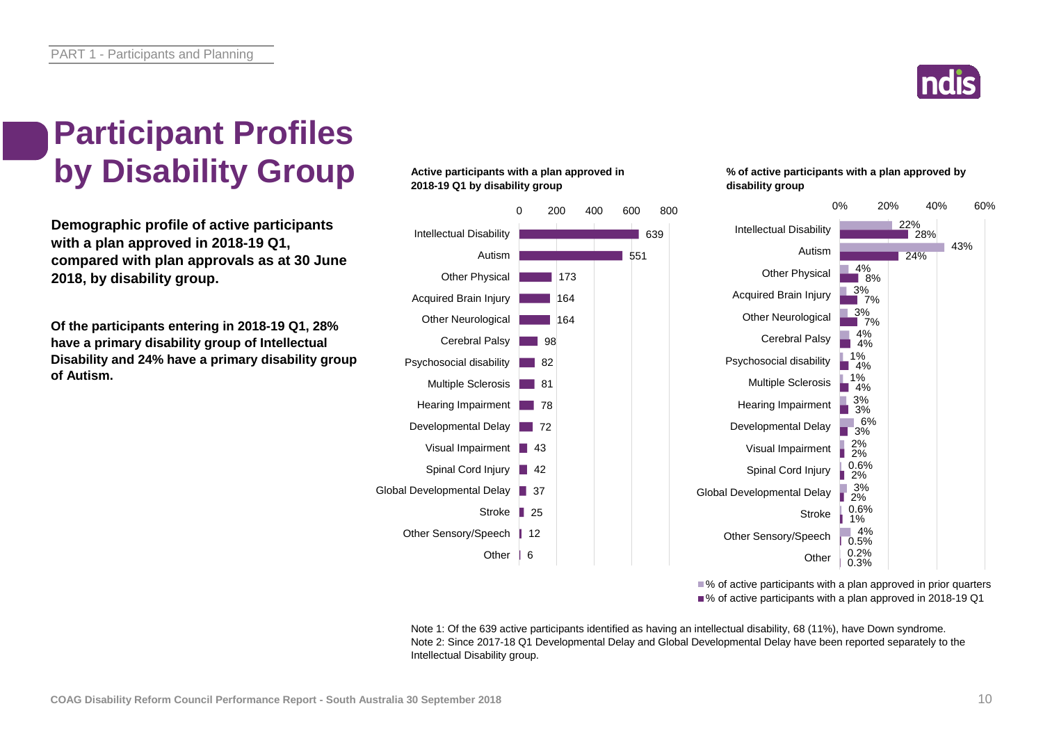# Participant Profiles by Disability Group

**Demographic profile of active participants with a plan approved in 2018-19 Q1, compared with plan approvals as at 30 June 2018, by disability group.**

**Of the participants entering in 2018-19 Q1, 28% have a primary disability group of Intellectual Disability and 24% have a primary disability group of Autism.**

**Active participants with a plan approved in 2018-19 Q1 by disability group**

| Disability group | Active participants |
|---|---|
| Intellectual Disability | 639 |
| Autism | 551 |
| Other Physical | 173 |
| Acquired Brain Injury | 164 |
| Other Neurological | 164 |
| Cerebral Palsy | 98 |
| Psychosocial disability | 82 |
| Multiple Sclerosis | 81 |
| Hearing Impairment | 78 |
| Developmental Delay | 72 |
| Visual Impairment | 43 |
| Spinal Cord Injury | 42 |
| Global Developmental Delay | 37 |
| Stroke | 25 |
| Other Sensory/Speech | 12 |
| Other | 6 |

**% of active participants with a plan approved by disability group**

| Disability group | % of active participants with a plan approved in prior quarters | % of active participants with a plan approved in 2018-19 Q1 |
|---|---|---|
| Intellectual Disability | 22% | 28% |
| Autism | 43% | 24% |
| Other Physical | 4% | 8% |
| Acquired Brain Injury | 3% | 7% |
| Other Neurological | 3% | 7% |
| Cerebral Palsy | 4% | 4% |
| Psychosocial disability | 1% | 4% |
| Multiple Sclerosis | 1% | 4% |
| Hearing Impairment | 3% | 3% |
| Developmental Delay | 6% | 3% |
| Visual Impairment | 2% | 2% |
| Spinal Cord Injury | 0.6% | 2% |
| Global Developmental Delay | 3% | 2% |
| Stroke | 0.6% | 1% |
| Other Sensory/Speech | 4% | 0.5% |
| Other | 0.2% | 0.3% |

Note 1: Of the 639 active participants identified as having an intellectual disability, 68 (11%), have Down syndrome.
Note 2: Since 2017-18 Q1 Developmental Delay and Global Developmental Delay have been reported separately to the Intellectual Disability group.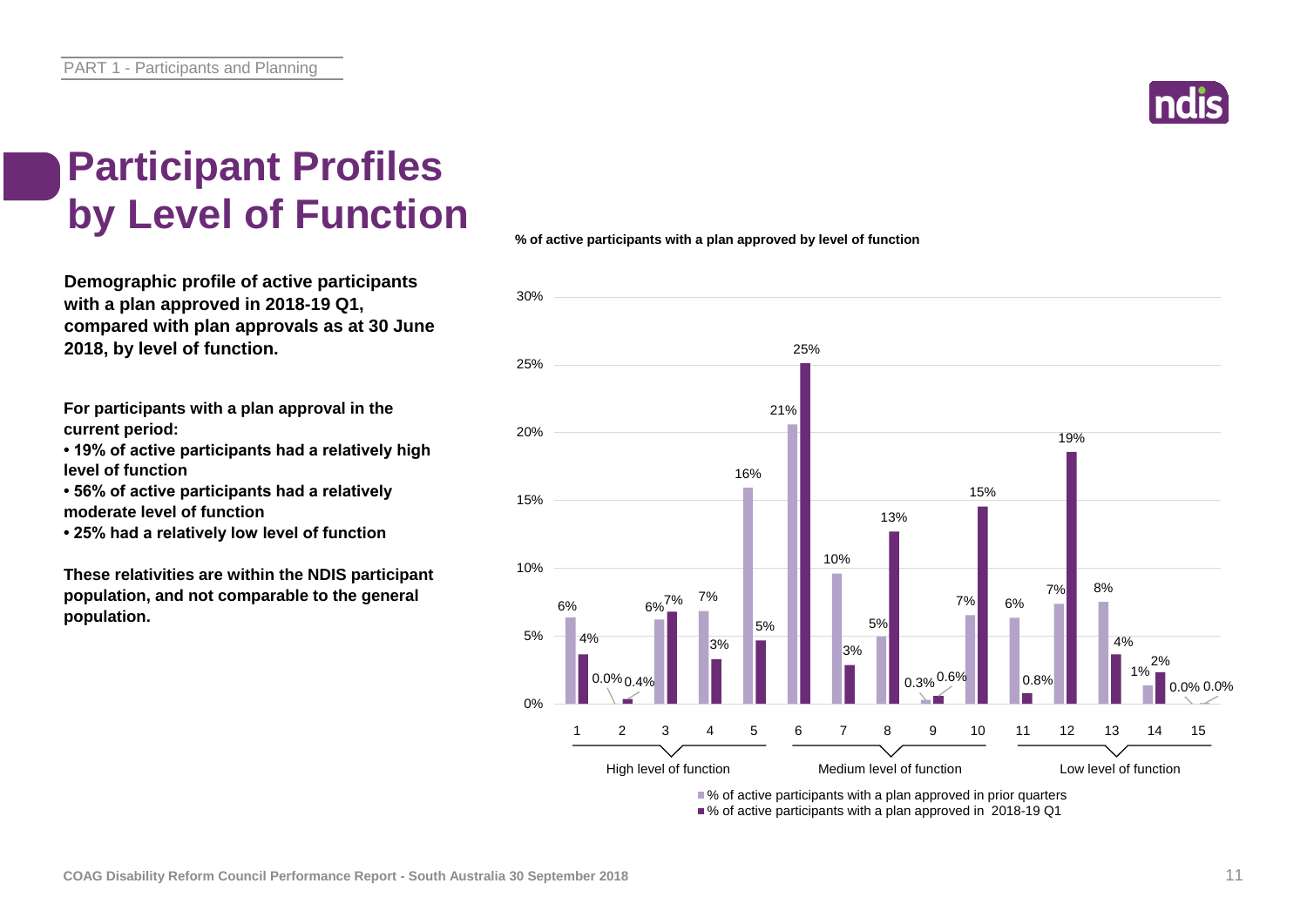# Participant Profiles by Level of Function

**Demographic profile of active participants with a plan approved in 2018-19 Q1, compared with plan approvals as at 30 June 2018, by level of function.**

**For participants with a plan approval in the current period:**

- **19% of active participants had a relatively high level of function**
- **56% of active participants had a relatively moderate level of function**
- **25% had a relatively low level of function**

**These relativities are within the NDIS participant population, and not comparable to the general population.**

**% of active participants with a plan approved by level of function**

| Level of function | Group | % of active participants with a plan approved in prior quarters | % of active participants with a plan approved in 2018-19 Q1 |
|---|---|---|---|
| 1 | High level of function | 6% | 4% |
| 2 | High level of function | 0.0% | 0.4% |
| 3 | High level of function | 6% | 7% |
| 4 | High level of function | 7% | 3% |
| 5 | High level of function | 16% | 5% |
| 6 | Medium level of function | 21% | 25% |
| 7 | Medium level of function | 10% | 3% |
| 8 | Medium level of function | 5% | 13% |
| 9 | Medium level of function | 0.3% | 0.6% |
| 10 | Medium level of function | 7% | 15% |
| 11 | Low level of function | 6% | 0.8% |
| 12 | Low level of function | 7% | 19% |
| 13 | Low level of function | 8% | 4% |
| 14 | Low level of function | 1% | 2% |
| 15 | Low level of function | 0.0% | 0.0% |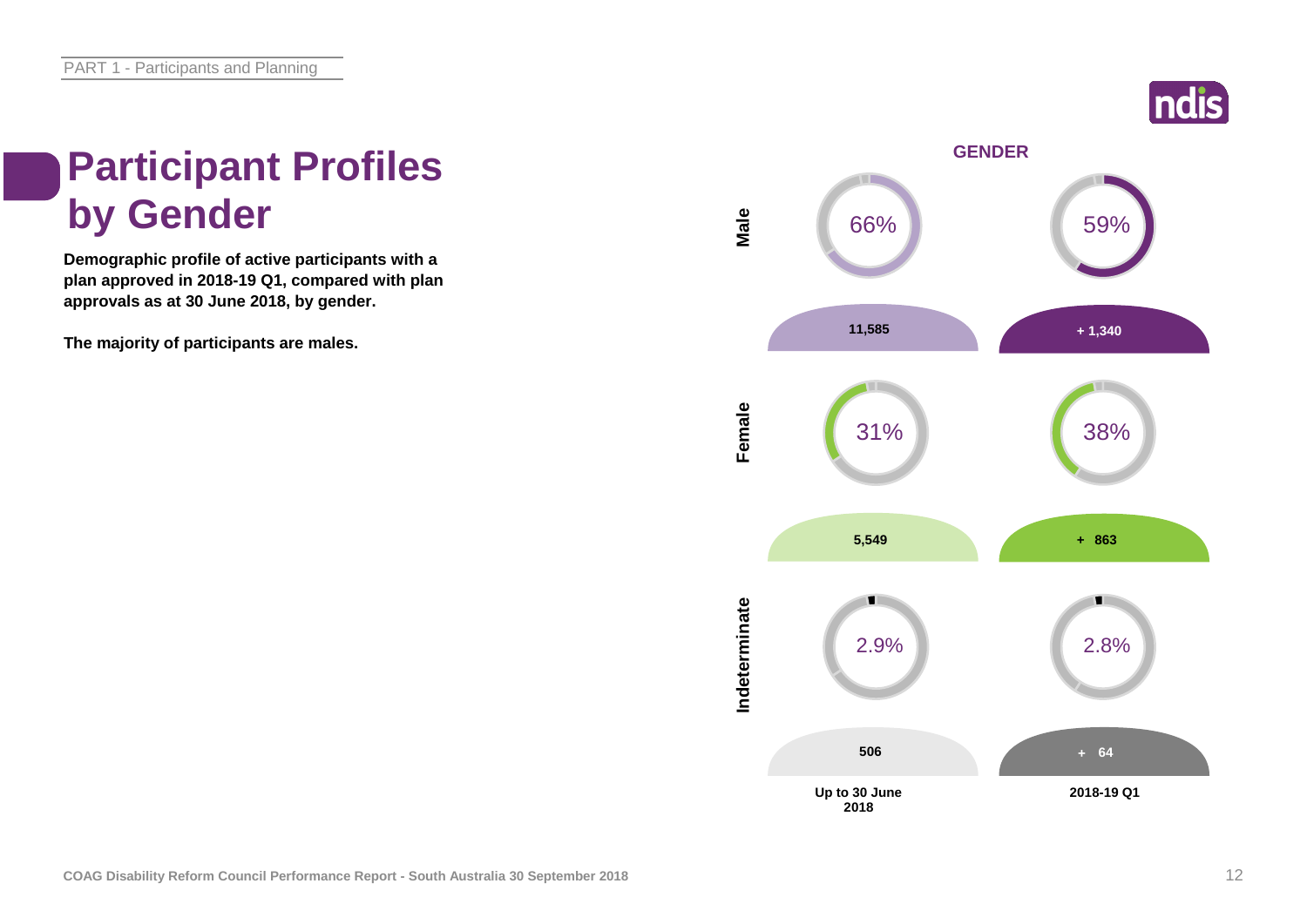# Participant Profiles by Gender

**Demographic profile of active participants with a plan approved in 2018-19 Q1, compared with plan approvals as at 30 June 2018, by gender.**

**The majority of participants are males.**

## GENDER

| | Up to 30 June 2018 | | 2018-19 Q1 | |
|---|---|---|---|---|
| | % | Number | % | Number |
| Male | 66% | 11,585 | 59% | + 1,340 |
| Female | 31% | 5,549 | 38% | + 863 |
| Indeterminate | 2.9% | 506 | 2.8% | + 64 |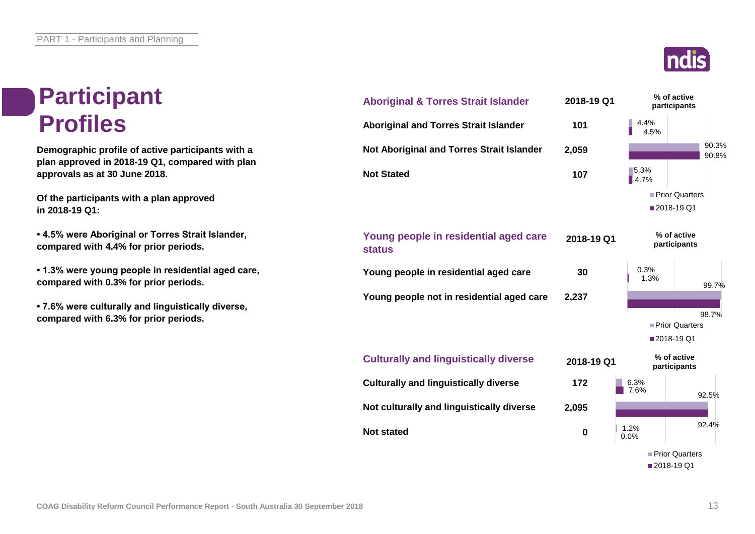# Participant Profiles

**Demographic profile of active participants with a plan approved in 2018-19 Q1, compared with plan approvals as at 30 June 2018.**

**Of the participants with a plan approved in 2018-19 Q1:**

- **4.5% were Aboriginal or Torres Strait Islander, compared with 4.4% for prior periods.**
- **1.3% were young people in residential aged care, compared with 0.3% for prior periods.**
- **7.6% were culturally and linguistically diverse, compared with 6.3% for prior periods.**

| Aboriginal & Torres Strait Islander | 2018-19 Q1 | % of active participants – Prior Quarters | % of active participants – 2018-19 Q1 |
|---|---|---|---|
| Aboriginal and Torres Strait Islander | 101 | 4.4% | 4.5% |
| Not Aboriginal and Torres Strait Islander | 2,059 | 90.3% | 90.8% |
| Not Stated | 107 | 5.3% | 4.7% |

| Young people in residential aged care status | 2018-19 Q1 | % of active participants – Prior Quarters | % of active participants – 2018-19 Q1 |
|---|---|---|---|
| Young people in residential aged care | 30 | 0.3% | 1.3% |
| Young people not in residential aged care | 2,237 | 99.7% | 98.7% |

| Culturally and linguistically diverse | 2018-19 Q1 | % of active participants – Prior Quarters | % of active participants – 2018-19 Q1 |
|---|---|---|---|
| Culturally and linguistically diverse | 172 | 6.3% | 7.6% |
| Not culturally and linguistically diverse | 2,095 | 92.5% | 92.4% |
| Not stated | 0 | 1.2% | 0.0% |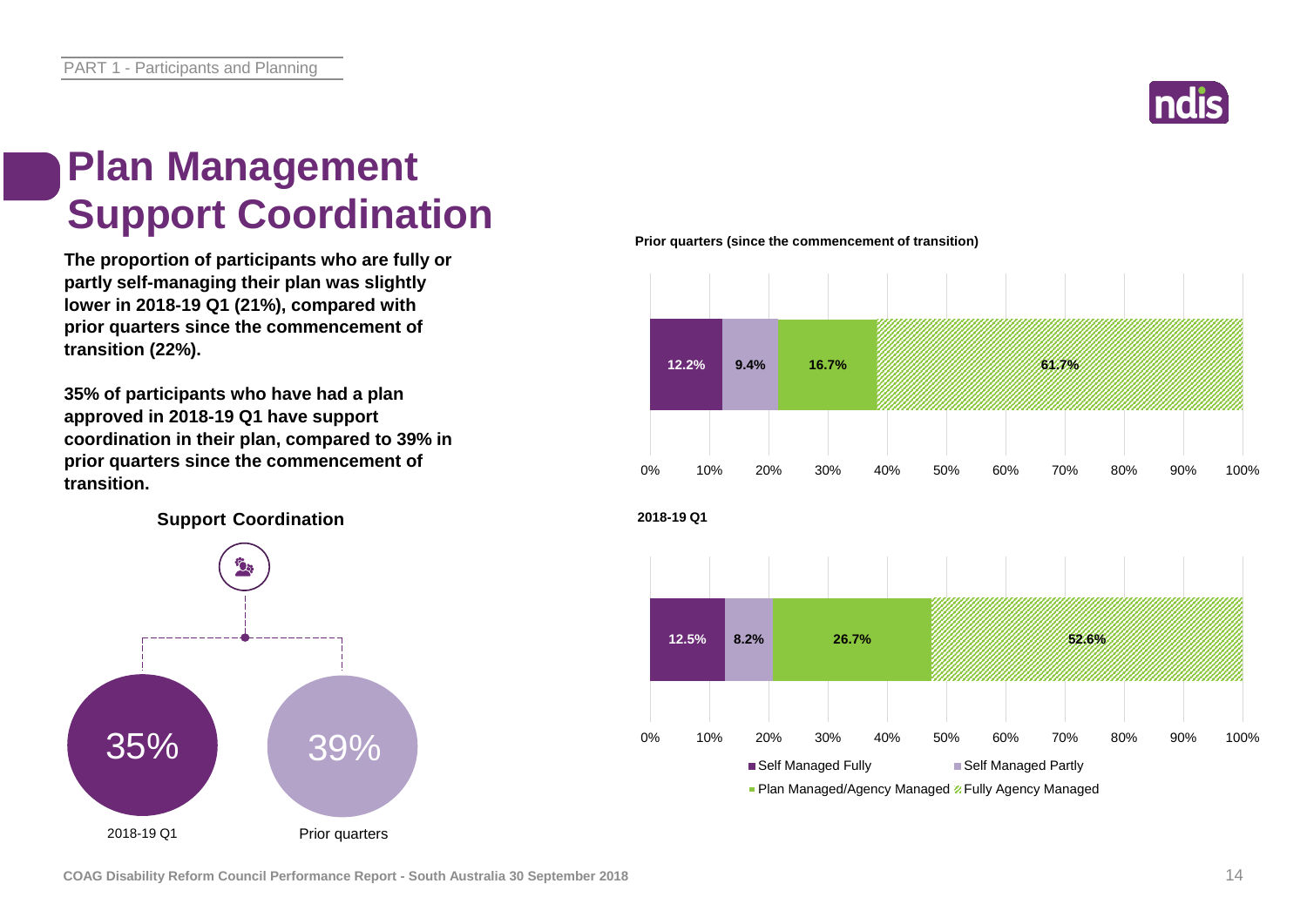# Plan Management Support Coordination

**The proportion of participants who are fully or partly self-managing their plan was slightly lower in 2018-19 Q1 (21%), compared with prior quarters since the commencement of transition (22%).**

**35% of participants who have had a plan approved in 2018-19 Q1 have support coordination in their plan, compared to 39% in prior quarters since the commencement of transition.**

**Support Coordination**

| 2018-19 Q1 | Prior quarters |
|---|---|
| 35% | 39% |

**Prior quarters (since the commencement of transition)**

| Self Managed Fully | Self Managed Partly | Plan Managed/Agency Managed | Fully Agency Managed |
|---|---|---|---|
| 12.2% | 9.4% | 16.7% | 61.7% |

**2018-19 Q1**

| Self Managed Fully | Self Managed Partly | Plan Managed/Agency Managed | Fully Agency Managed |
|---|---|---|---|
| 12.5% | 8.2% | 26.7% | 52.6% |

COAG Disability Reform Council Performance Report - South Australia 30 September 2018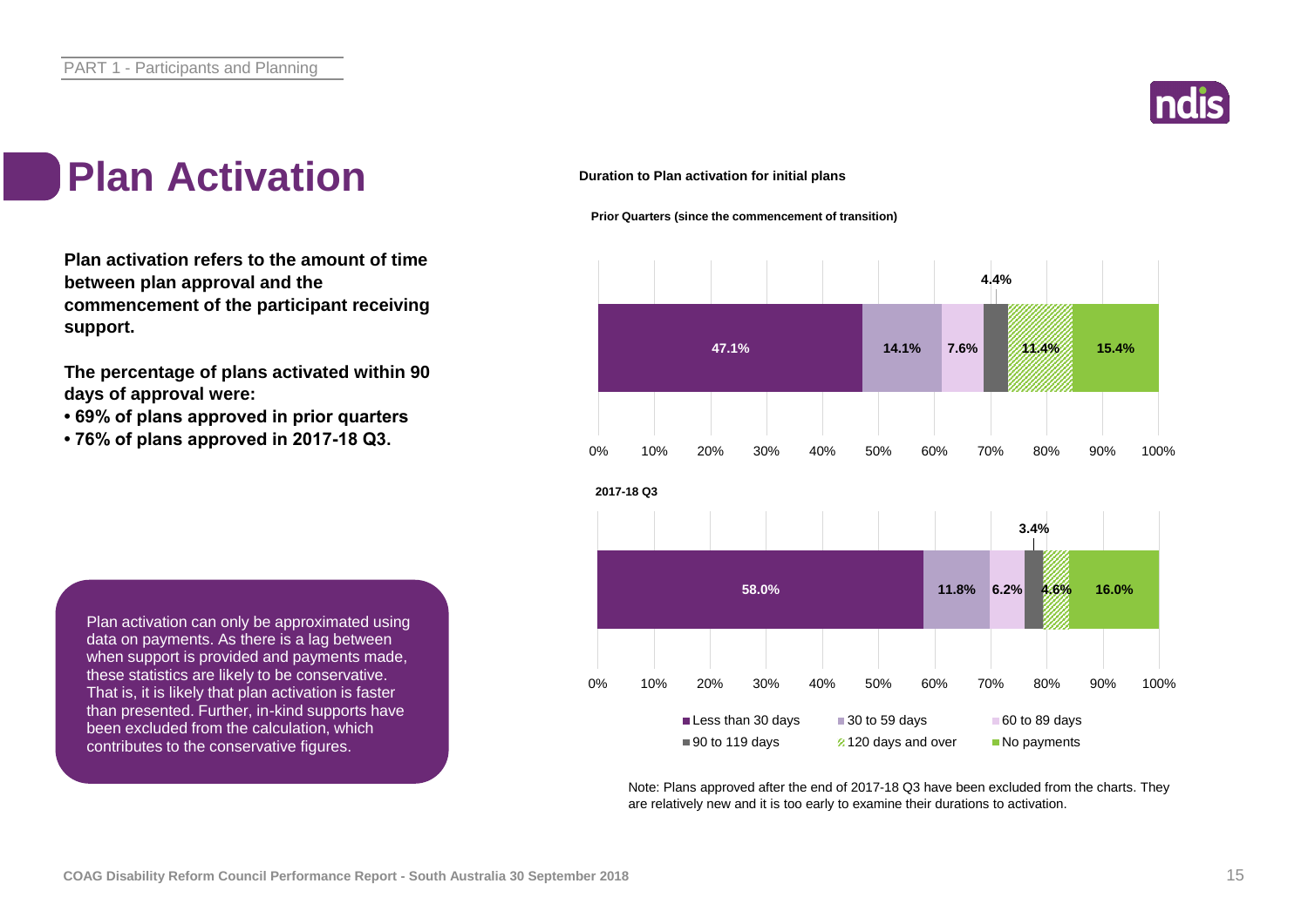# Plan Activation

**Plan activation refers to the amount of time between plan approval and the commencement of the participant receiving support.**

**The percentage of plans activated within 90 days of approval were:**

- **69% of plans approved in prior quarters**
- **76% of plans approved in 2017-18 Q3.**

Plan activation can only be approximated using data on payments. As there is a lag between when support is provided and payments made, these statistics are likely to be conservative. That is, it is likely that plan activation is faster than presented. Further, in-kind supports have been excluded from the calculation, which contributes to the conservative figures.

**Duration to Plan activation for initial plans**

| Period | Less than 30 days | 30 to 59 days | 60 to 89 days | 90 to 119 days | 120 days and over | No payments |
|---|---|---|---|---|---|---|
| Prior Quarters (since the commencement of transition) | 47.1% | 14.1% | 7.6% | 4.4% | 11.4% | 15.4% |
| 2017-18 Q3 | 58.0% | 11.8% | 6.2% | 3.4% | 4.6% | 16.0% |

Note: Plans approved after the end of 2017-18 Q3 have been excluded from the charts. They are relatively new and it is too early to examine their durations to activation.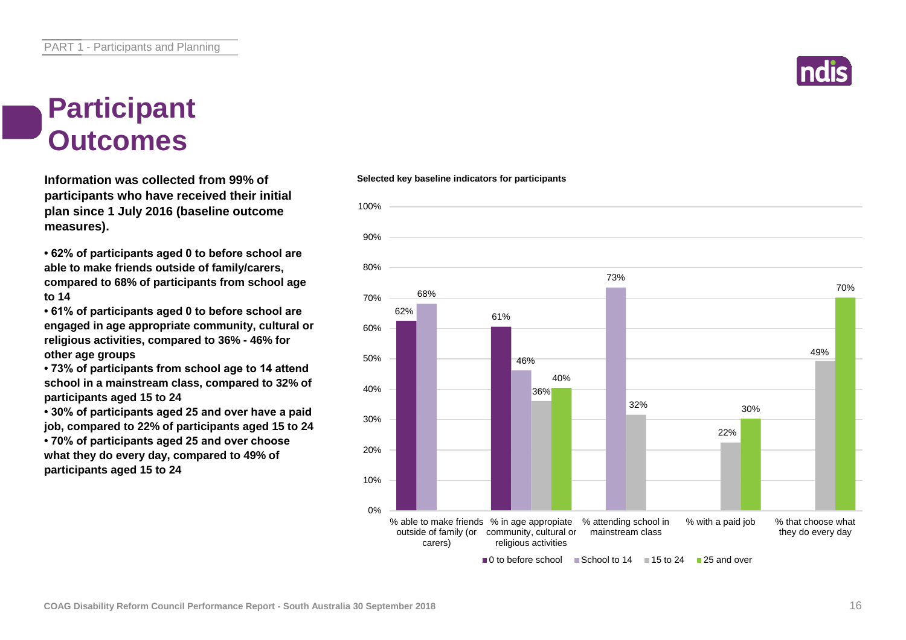# Participant Outcomes

**Information was collected from 99% of participants who have received their initial plan since 1 July 2016 (baseline outcome measures).**

- **62% of participants aged 0 to before school are able to make friends outside of family/carers, compared to 68% of participants from school age to 14**
- **61% of participants aged 0 to before school are engaged in age appropriate community, cultural or religious activities, compared to 36% - 46% for other age groups**
- **73% of participants from school age to 14 attend school in a mainstream class, compared to 32% of participants aged 15 to 24**
- **30% of participants aged 25 and over have a paid job, compared to 22% of participants aged 15 to 24**
- **70% of participants aged 25 and over choose what they do every day, compared to 49% of participants aged 15 to 24**

**Selected key baseline indicators for participants**

| Indicator | 0 to before school | School to 14 | 15 to 24 | 25 and over |
|---|---|---|---|---|
| % able to make friends outside of family (or carers) | 62% | 68% | | |
| % in age appropriate community, cultural or religious activities | 61% | 46% | 36% | 40% |
| % attending school in mainstream class | | 73% | 32% | |
| % with a paid job | | | 22% | 30% |
| % that choose what they do every day | | | 49% | 70% |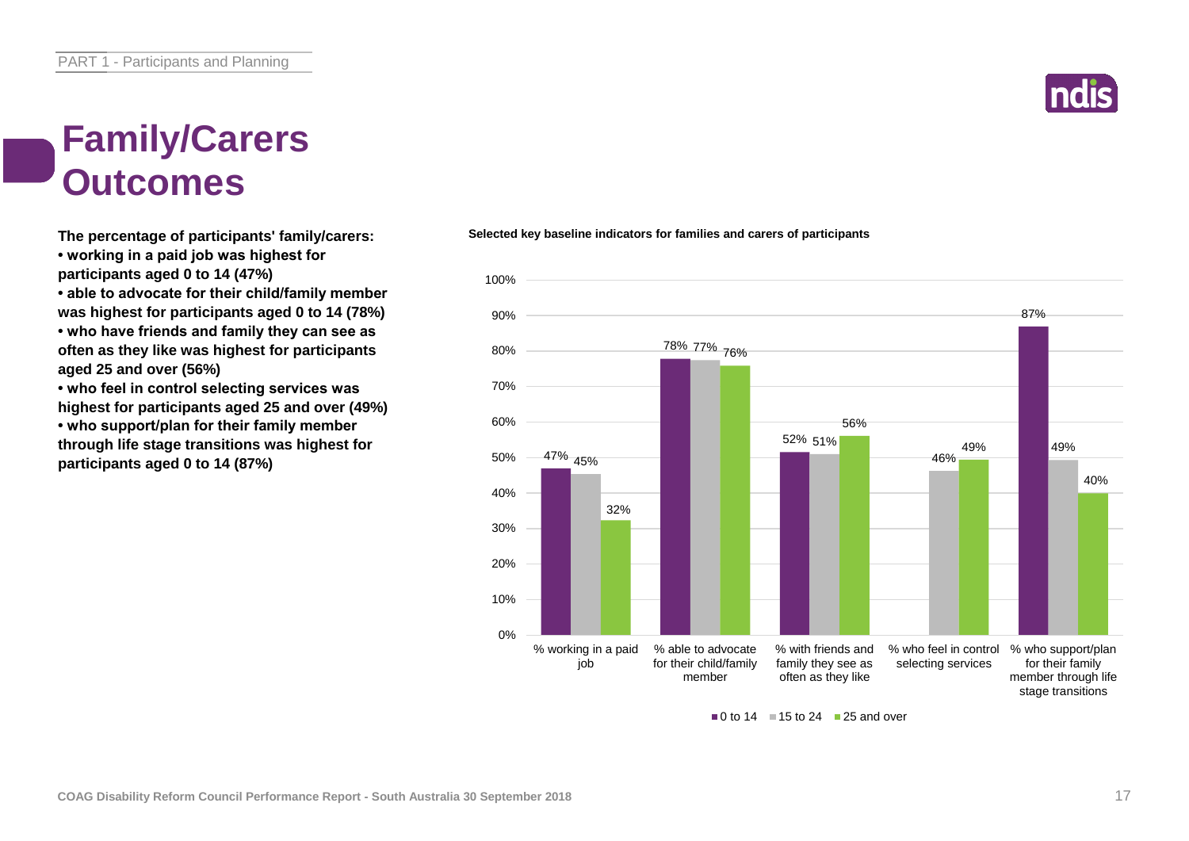# Family/Carers Outcomes

**The percentage of participants' family/carers:**

- **working in a paid job was highest for participants aged 0 to 14 (47%)**
- **able to advocate for their child/family member was highest for participants aged 0 to 14 (78%)**
- **who have friends and family they can see as often as they like was highest for participants aged 25 and over (56%)**
- **who feel in control selecting services was highest for participants aged 25 and over (49%)**
- **who support/plan for their family member through life stage transitions was highest for participants aged 0 to 14 (87%)**

**Selected key baseline indicators for families and carers of participants**

| Indicator | 0 to 14 | 15 to 24 | 25 and over |
|---|---|---|---|
| % working in a paid job | 47% | 45% | 32% |
| % able to advocate for their child/family member | 78% | 77% | 76% |
| % with friends and family they see as often as they like | 52% | 51% | 56% |
| % who feel in control selecting services | | 46% | 49% |
| % who support/plan for their family member through life stage transitions | 87% | 49% | 40% |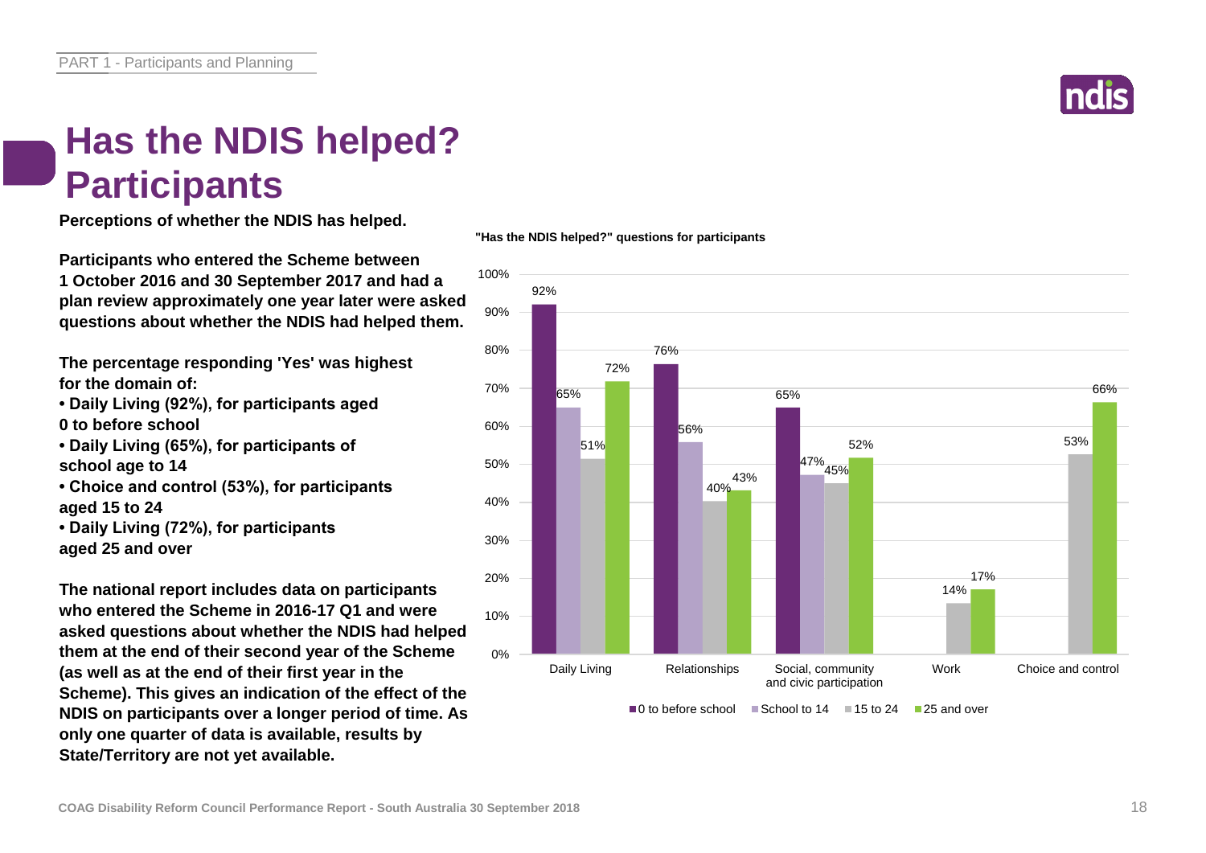# Has the NDIS helped? Participants

**Perceptions of whether the NDIS has helped.**

**Participants who entered the Scheme between 1 October 2016 and 30 September 2017 and had a plan review approximately one year later were asked questions about whether the NDIS had helped them.**

**The percentage responding 'Yes' was highest for the domain of:**

- **Daily Living (92%), for participants aged 0 to before school**
- **Daily Living (65%), for participants of school age to 14**
- **Choice and control (53%), for participants aged 15 to 24**
- **Daily Living (72%), for participants aged 25 and over**

**The national report includes data on participants who entered the Scheme in 2016-17 Q1 and were asked questions about whether the NDIS had helped them at the end of their second year of the Scheme (as well as at the end of their first year in the Scheme). This gives an indication of the effect of the NDIS on participants over a longer period of time. As only one quarter of data is available, results by State/Territory are not yet available.**

**"Has the NDIS helped?" questions for participants**

| Domain | 0 to before school | School to 14 | 15 to 24 | 25 and over |
|---|---|---|---|---|
| Daily Living | 92% | 65% | 51% | 72% |
| Relationships | 76% | 56% | 40% | 43% |
| Social, community and civic participation | 65% | 47% | 45% | 52% |
| Work | | | 14% | 17% |
| Choice and control | | | 53% | 66% |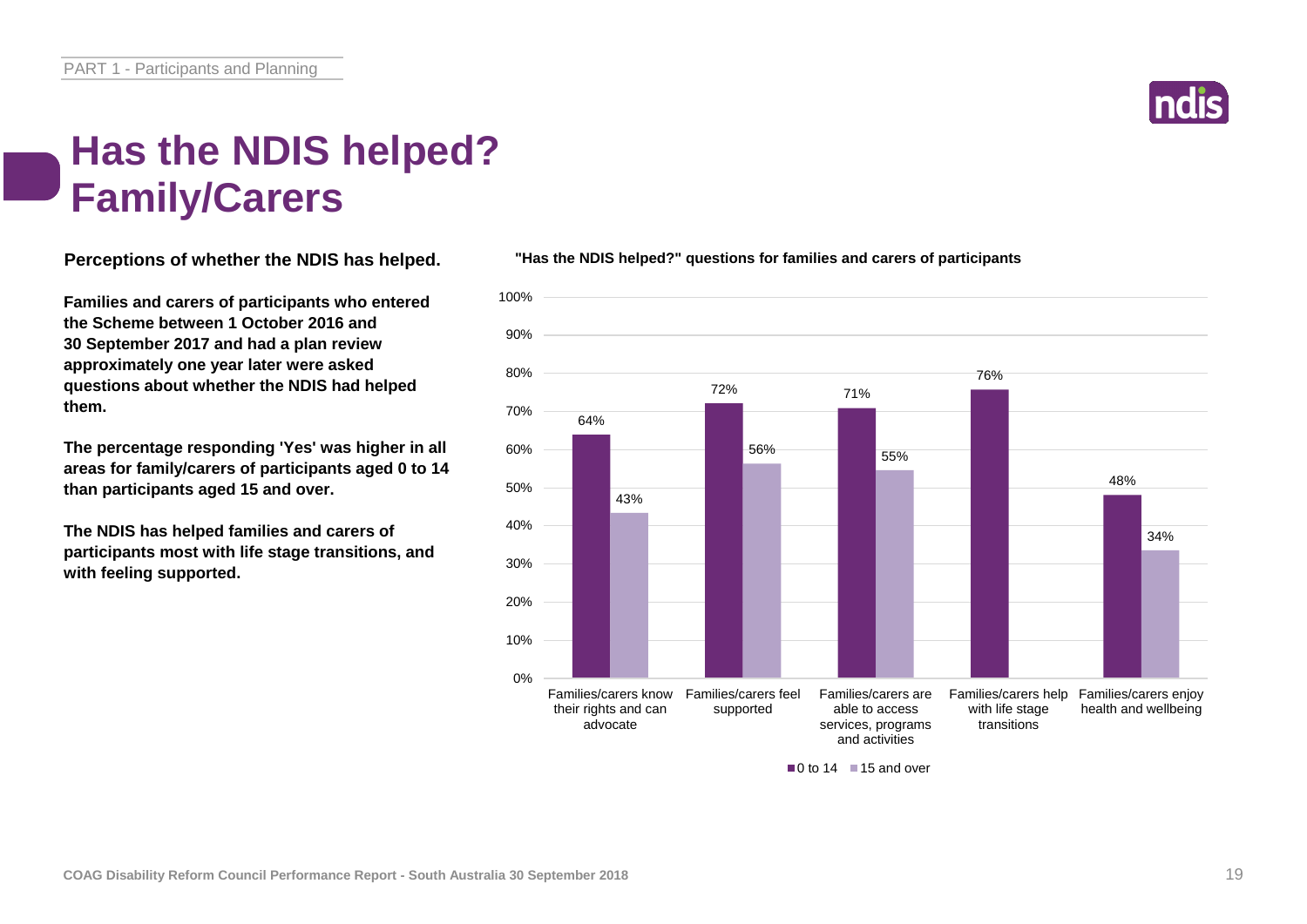# Has the NDIS helped? Family/Carers

**Perceptions of whether the NDIS has helped.**

**Families and carers of participants who entered the Scheme between 1 October 2016 and 30 September 2017 and had a plan review approximately one year later were asked questions about whether the NDIS had helped them.**

**The percentage responding 'Yes' was higher in all areas for family/carers of participants aged 0 to 14 than participants aged 15 and over.**

**The NDIS has helped families and carers of participants most with life stage transitions, and with feeling supported.**

**"Has the NDIS helped?" questions for families and carers of participants**

| | 0 to 14 | 15 and over |
|---|---|---|
| Families/carers know their rights and can advocate | 64% | 43% |
| Families/carers feel supported | 72% | 56% |
| Families/carers are able to access services, programs and activities | 71% | 55% |
| Families/carers help with life stage transitions | 76% | |
| Families/carers enjoy health and wellbeing | 48% | 34% |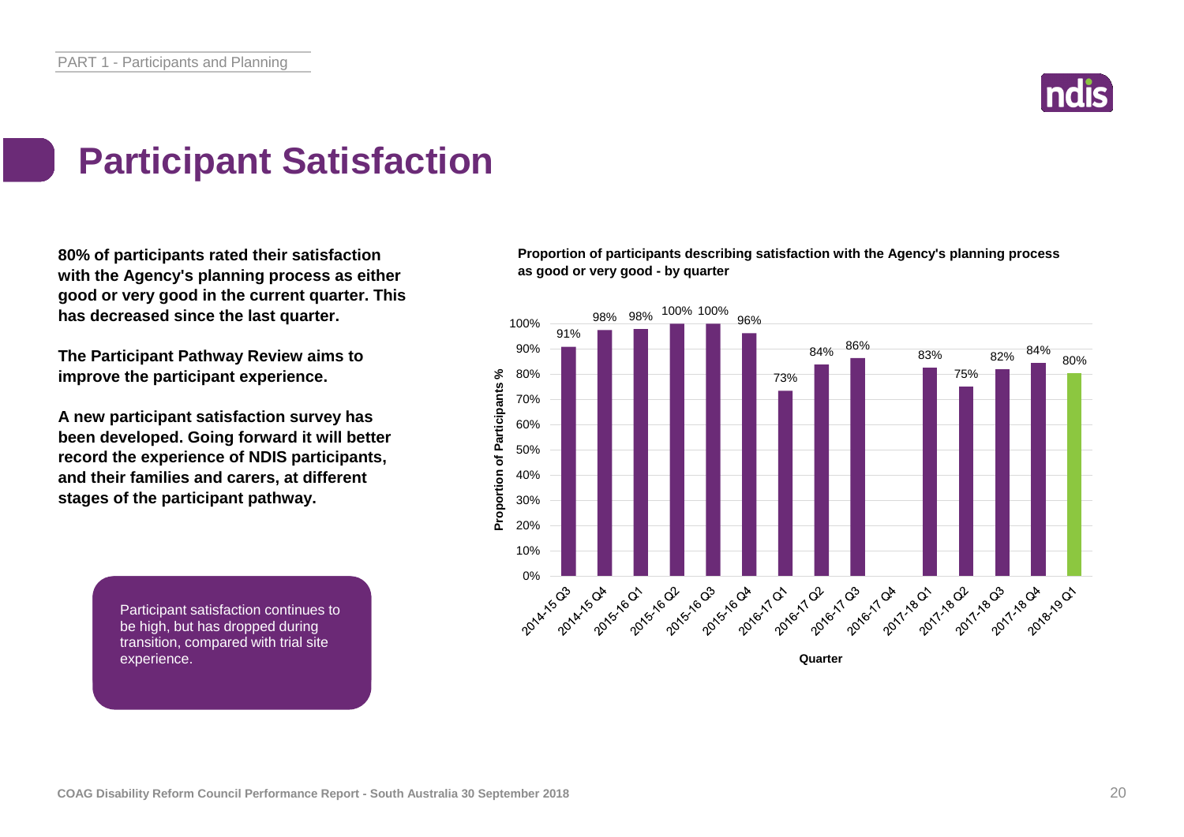# Participant Satisfaction

**80% of participants rated their satisfaction with the Agency's planning process as either good or very good in the current quarter. This has decreased since the last quarter.**

**The Participant Pathway Review aims to improve the participant experience.**

**A new participant satisfaction survey has been developed. Going forward it will better record the experience of NDIS participants, and their families and carers, at different stages of the participant pathway.**

Participant satisfaction continues to be high, but has dropped during transition, compared with trial site experience.

**Proportion of participants describing satisfaction with the Agency's planning process as good or very good - by quarter**

| Quarter | Proportion of Participants % |
|---|---|
| 2014-15 Q3 | 91% |
| 2014-15 Q4 | 98% |
| 2015-16 Q1 | 98% |
| 2015-16 Q2 | 100% |
| 2015-16 Q3 | 100% |
| 2015-16 Q4 | 96% |
| 2016-17 Q1 | 73% |
| 2016-17 Q2 | 84% |
| 2016-17 Q3 | 86% |
| 2016-17 Q4 | |
| 2017-18 Q1 | 83% |
| 2017-18 Q2 | 75% |
| 2017-18 Q3 | 82% |
| 2017-18 Q4 | 84% |
| 2018-19 Q1 | 80% |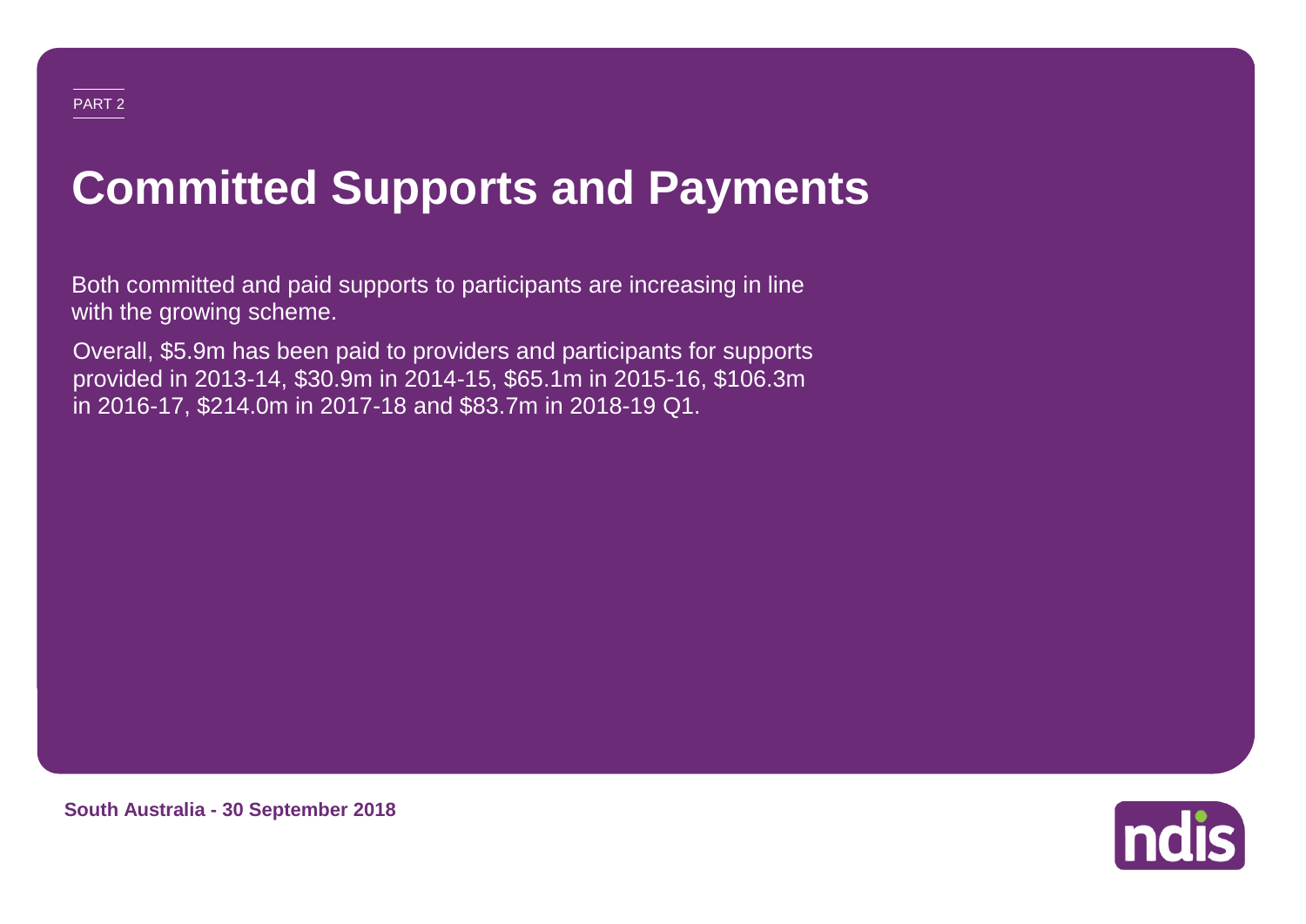PART 2

# Committed Supports and Payments

Both committed and paid supports to participants are increasing in line with the growing scheme.

Overall, $5.9m has been paid to providers and participants for supports provided in 2013-14, $30.9m in 2014-15, $65.1m in 2015-16, $106.3m in 2016-17, $214.0m in 2017-18 and $83.7m in 2018-19 Q1.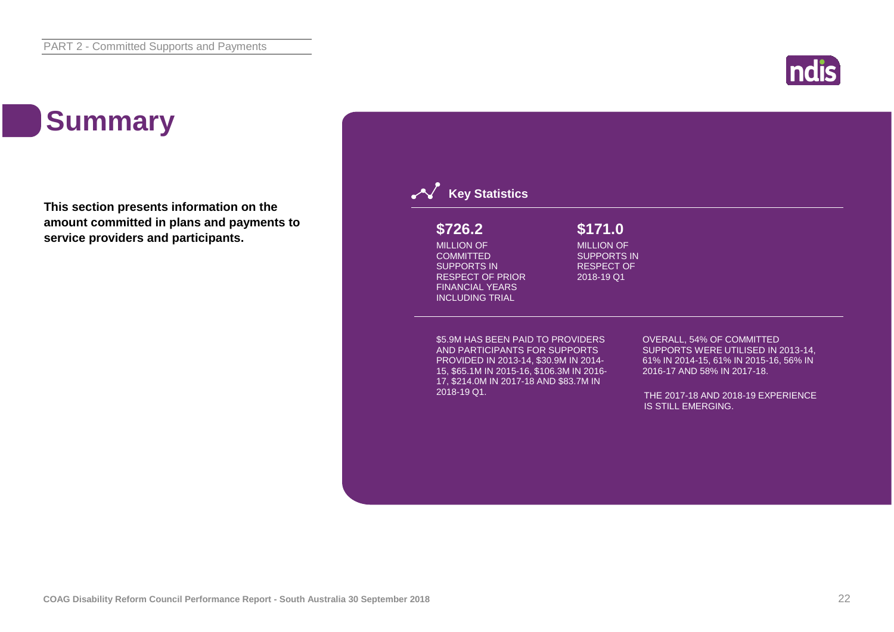# Summary

**This section presents information on the amount committed in plans and payments to service providers and participants.**

## Key Statistics

**$726.2**

MILLION OF COMMITTED SUPPORTS IN RESPECT OF PRIOR FINANCIAL YEARS INCLUDING TRIAL

**$171.0**

MILLION OF SUPPORTS IN RESPECT OF 2018-19 Q1

$5.9M HAS BEEN PAID TO PROVIDERS AND PARTICIPANTS FOR SUPPORTS PROVIDED IN 2013-14, $30.9M IN 2014-15, $65.1M IN 2015-16, $106.3M IN 2016-17, $214.0M IN 2017-18 AND $83.7M IN 2018-19 Q1.

OVERALL, 54% OF COMMITTED SUPPORTS WERE UTILISED IN 2013-14, 61% IN 2014-15, 61% IN 2015-16, 56% IN 2016-17 AND 58% IN 2017-18.

THE 2017-18 AND 2018-19 EXPERIENCE IS STILL EMERGING.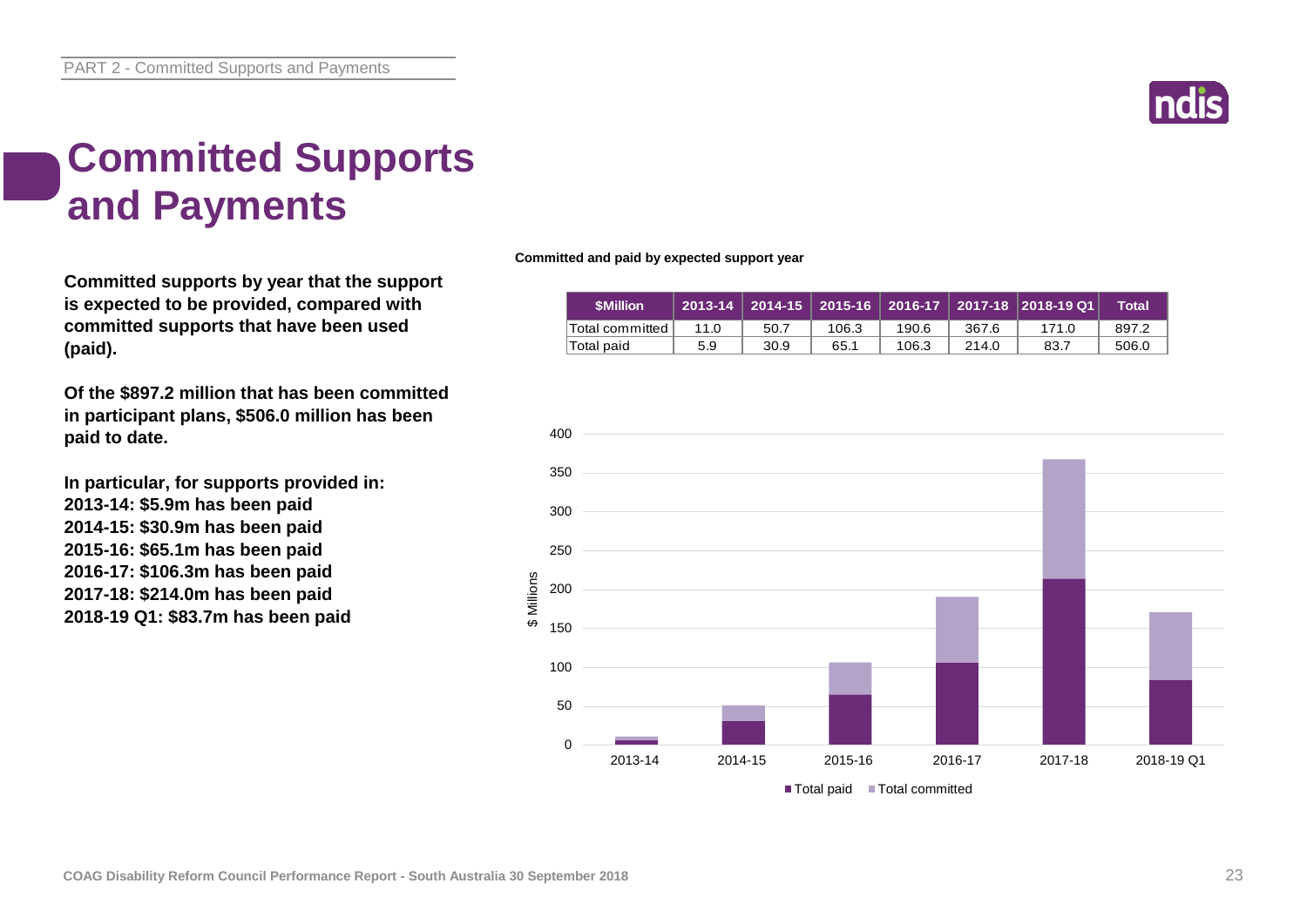# Committed Supports and Payments

**Committed supports by year that the support is expected to be provided, compared with committed supports that have been used (paid).**

**Of the $897.2 million that has been committed in participant plans, $506.0 million has been paid to date.**

**In particular, for supports provided in:**
**2013-14: $5.9m has been paid**
**2014-15: $30.9m has been paid**
**2015-16: $65.1m has been paid**
**2016-17: $106.3m has been paid**
**2017-18: $214.0m has been paid**
**2018-19 Q1: $83.7m has been paid**

**Committed and paid by expected support year**

| $Million | 2013-14 | 2014-15 | 2015-16 | 2016-17 | 2017-18 | 2018-19 Q1 | Total |
|---|---|---|---|---|---|---|---|
| Total committed | 11.0 | 50.7 | 106.3 | 190.6 | 367.6 | 171.0 | 897.2 |
| Total paid | 5.9 | 30.9 | 65.1 | 106.3 | 214.0 | 83.7 | 506.0 |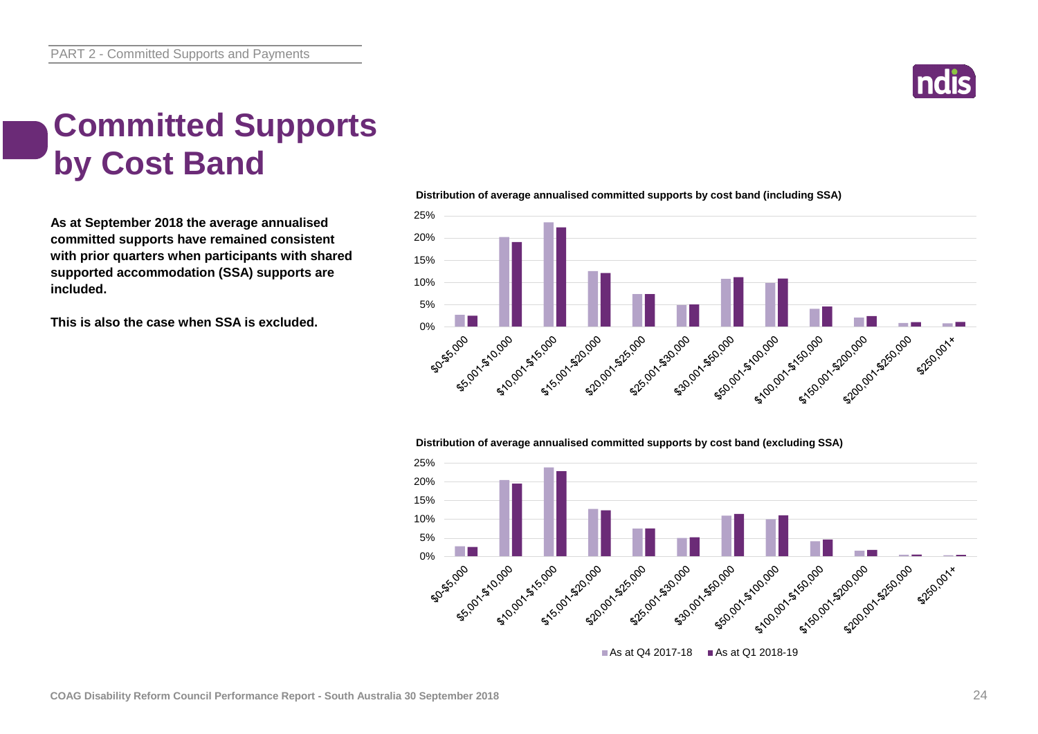# Committed Supports by Cost Band

**As at September 2018 the average annualised committed supports have remained consistent with prior quarters when participants with shared supported accommodation (SSA) supports are included.**

**This is also the case when SSA is excluded.**

**Distribution of average annualised committed supports by cost band (including SSA)**

**Distribution of average annualised committed supports by cost band (excluding SSA)**

■ As at Q4 2017-18 ■ As at Q1 2018-19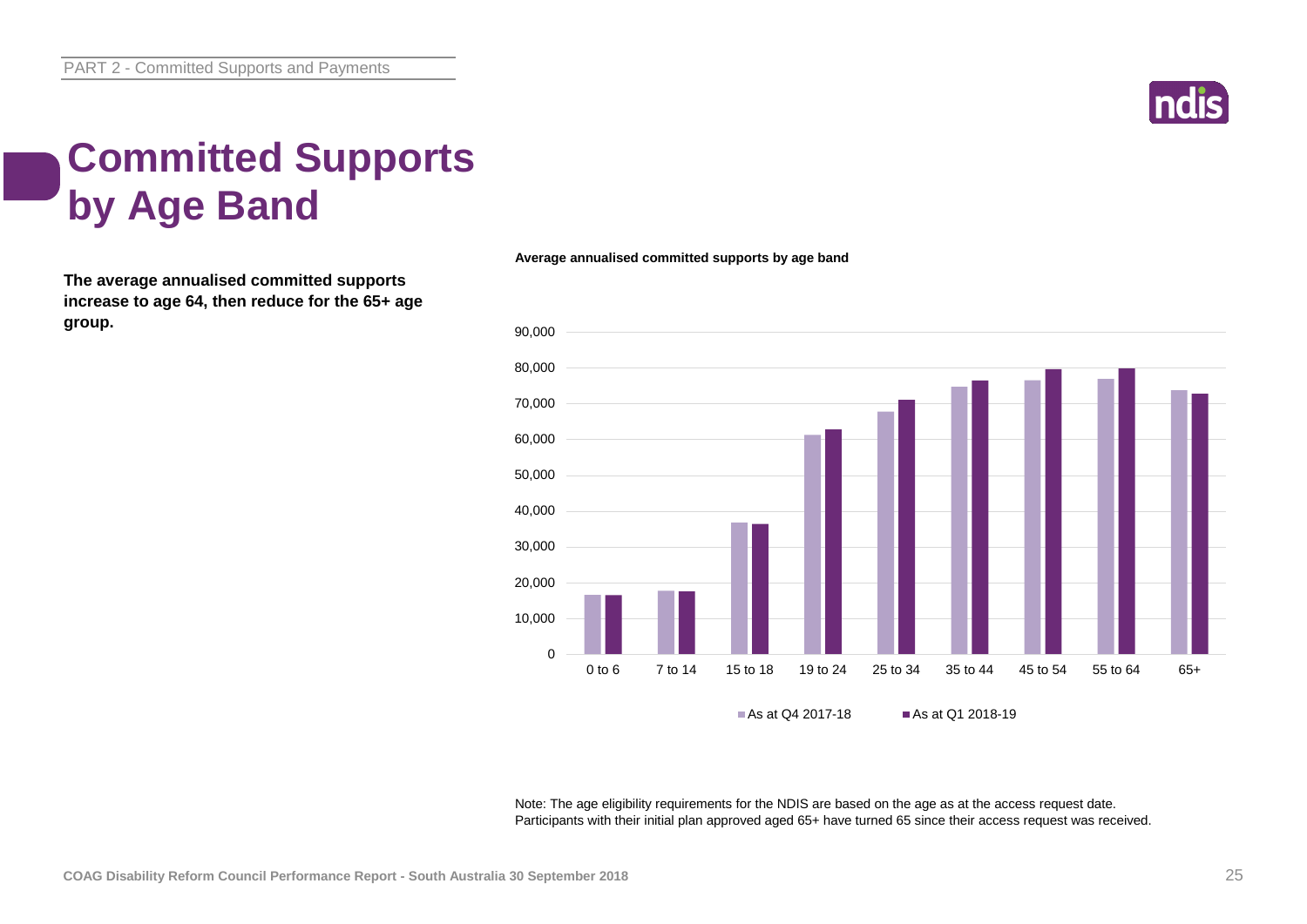# Committed Supports by Age Band

**The average annualised committed supports increase to age 64, then reduce for the 65+ age group.**

**Average annualised committed supports by age band**

Note: The age eligibility requirements for the NDIS are based on the age as at the access request date. Participants with their initial plan approved aged 65+ have turned 65 since their access request was received.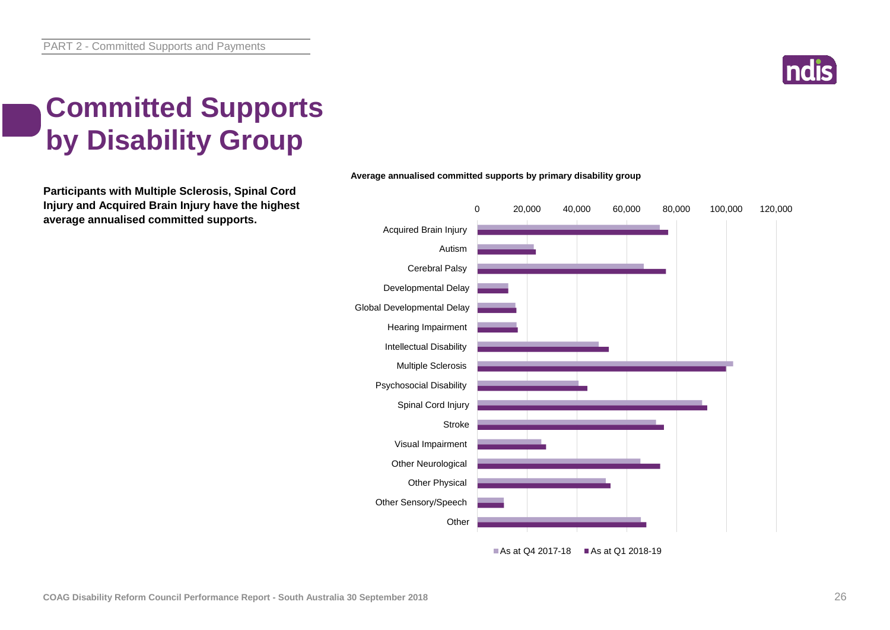# Committed Supports by Disability Group

**Participants with Multiple Sclerosis, Spinal Cord Injury and Acquired Brain Injury have the highest average annualised committed supports.**

**Average annualised committed supports by primary disability group**

| Primary disability group | As at Q4 2017-18 | As at Q1 2018-19 |
| --- | --- | --- |
| Acquired Brain Injury | | |
| Autism | | |
| Cerebral Palsy | | |
| Developmental Delay | | |
| Global Developmental Delay | | |
| Hearing Impairment | | |
| Intellectual Disability | | |
| Multiple Sclerosis | | |
| Psychosocial Disability | | |
| Spinal Cord Injury | | |
| Stroke | | |
| Visual Impairment | | |
| Other Neurological | | |
| Other Physical | | |
| Other Sensory/Speech | | |
| Other | | |

Axis: 0, 20,000, 40,000, 60,000, 80,000, 100,000, 120,000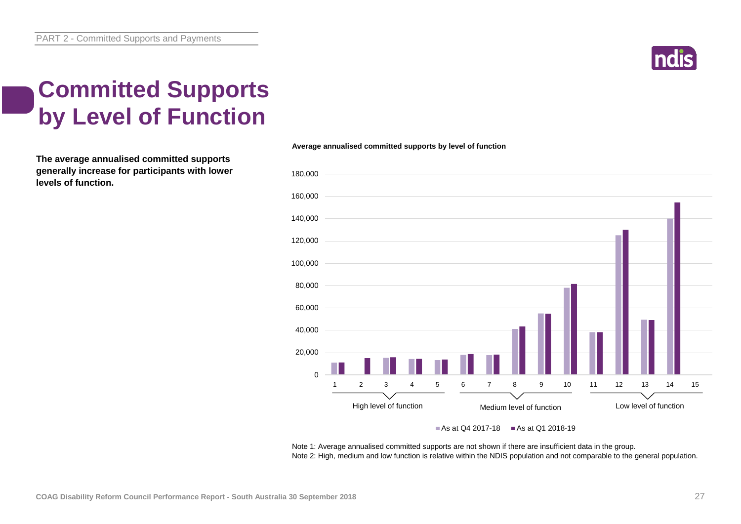# Committed Supports by Level of Function

**The average annualised committed supports generally increase for participants with lower levels of function.**

**Average annualised committed supports by level of function**

Note 1: Average annualised committed supports are not shown if there are insufficient data in the group.
Note 2: High, medium and low function is relative within the NDIS population and not comparable to the general population.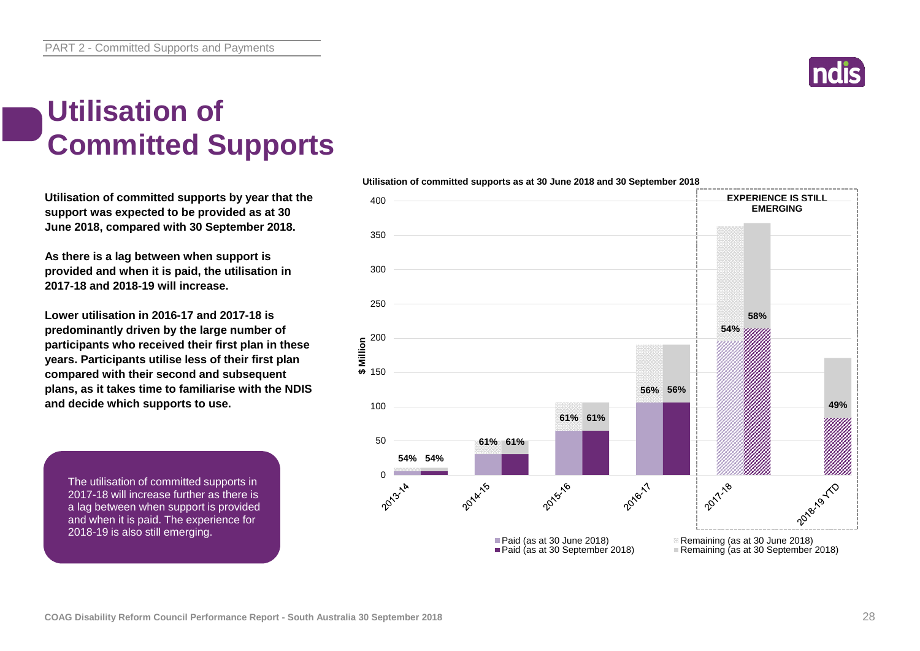# Utilisation of Committed Supports

**Utilisation of committed supports by year that the support was expected to be provided as at 30 June 2018, compared with 30 September 2018.**

**As there is a lag between when support is provided and when it is paid, the utilisation in 2017-18 and 2018-19 will increase.**

**Lower utilisation in 2016-17 and 2017-18 is predominantly driven by the large number of participants who received their first plan in these years. Participants utilise less of their first plan compared with their second and subsequent plans, as it takes time to familiarise with the NDIS and decide which supports to use.**

The utilisation of committed supports in 2017-18 will increase further as there is a lag between when support is provided and when it is paid. The experience for 2018-19 is also still emerging.

**Utilisation of committed supports as at 30 June 2018 and 30 September 2018**

| Year | Utilisation (as at 30 June 2018) | Utilisation (as at 30 September 2018) |
|---|---|---|
| 2013-14 | 54% | 54% |
| 2014-15 | 61% | 61% |
| 2015-16 | 61% | 61% |
| 2016-17 | 56% | 56% |
| 2017-18 | 54% | 58% |
| 2018-19 YTD | | 49% |

EXPERIENCE IS STILL EMERGING (2017-18 and 2018-19 YTD)

Legend: Paid (as at 30 June 2018); Paid (as at 30 September 2018); Remaining (as at 30 June 2018); Remaining (as at 30 September 2018)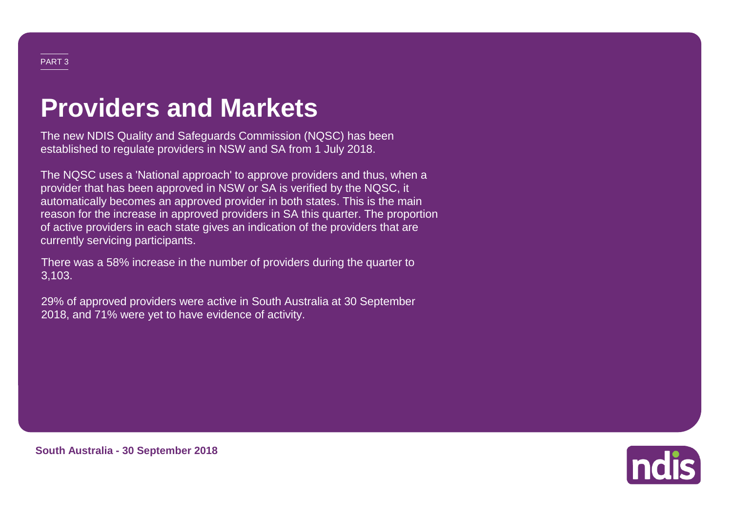PART 3

# Providers and Markets

The new NDIS Quality and Safeguards Commission (NQSC) has been established to regulate providers in NSW and SA from 1 July 2018.

The NQSC uses a 'National approach' to approve providers and thus, when a provider that has been approved in NSW or SA is verified by the NQSC, it automatically becomes an approved provider in both states. This is the main reason for the increase in approved providers in SA this quarter. The proportion of active providers in each state gives an indication of the providers that are currently servicing participants.

There was a 58% increase in the number of providers during the quarter to 3,103.

29% of approved providers were active in South Australia at 30 September 2018, and 71% were yet to have evidence of activity.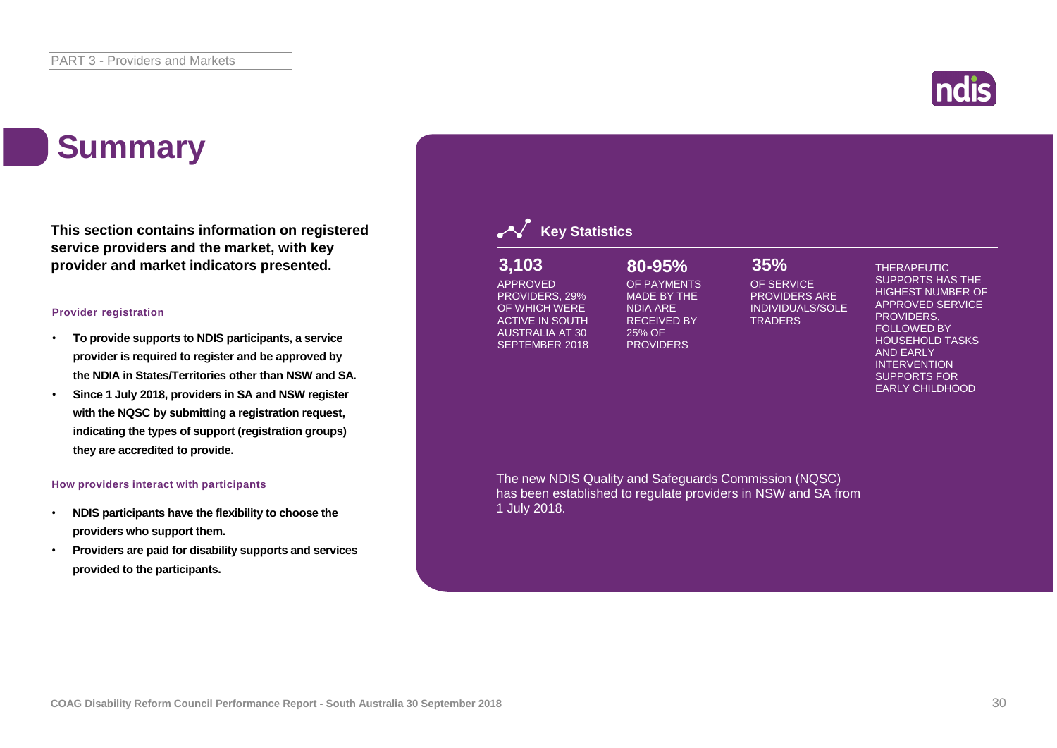# Summary

**This section contains information on registered service providers and the market, with key provider and market indicators presented.**

### Provider registration

- **To provide supports to NDIS participants, a service provider is required to register and be approved by the NDIA in States/Territories other than NSW and SA.**
- **Since 1 July 2018, providers in SA and NSW register with the NQSC by submitting a registration request, indicating the types of support (registration groups) they are accredited to provide.**

### How providers interact with participants

- **NDIS participants have the flexibility to choose the providers who support them.**
- **Providers are paid for disability supports and services provided to the participants.**

## Key Statistics

**3,103**
APPROVED PROVIDERS, 29% OF WHICH WERE ACTIVE IN SOUTH AUSTRALIA AT 30 SEPTEMBER 2018

**80-95%**
OF PAYMENTS MADE BY THE NDIA ARE RECEIVED BY 25% OF PROVIDERS

**35%**
OF SERVICE PROVIDERS ARE INDIVIDUALS/SOLE TRADERS

THERAPEUTIC SUPPORTS HAS THE HIGHEST NUMBER OF APPROVED SERVICE PROVIDERS, FOLLOWED BY HOUSEHOLD TASKS AND EARLY INTERVENTION SUPPORTS FOR EARLY CHILDHOOD

The new NDIS Quality and Safeguards Commission (NQSC) has been established to regulate providers in NSW and SA from 1 July 2018.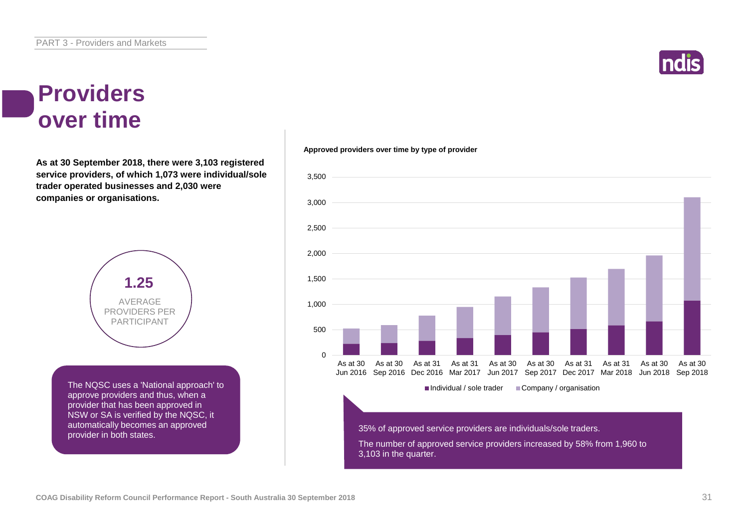# Providers over time

**As at 30 September 2018, there were 3,103 registered service providers, of which 1,073 were individual/sole trader operated businesses and 2,030 were companies or organisations.**

**1.25**

AVERAGE PROVIDERS PER PARTICIPANT

The NQSC uses a 'National approach' to approve providers and thus, when a provider that has been approved in NSW or SA is verified by the NQSC, it automatically becomes an approved provider in both states.

**Approved providers over time by type of provider**

Legend: Individual / sole trader; Company / organisation

Categories (x-axis): As at 30 Jun 2016, As at 30 Sep 2016, As at 31 Dec 2016, As at 31 Mar 2017, As at 30 Jun 2017, As at 30 Sep 2017, As at 31 Dec 2017, As at 31 Mar 2018, As at 30 Jun 2018, As at 30 Sep 2018

Y-axis: 0, 500, 1,000, 1,500, 2,000, 2,500, 3,000, 3,500

35% of approved service providers are individuals/sole traders.

The number of approved service providers increased by 58% from 1,960 to 3,103 in the quarter.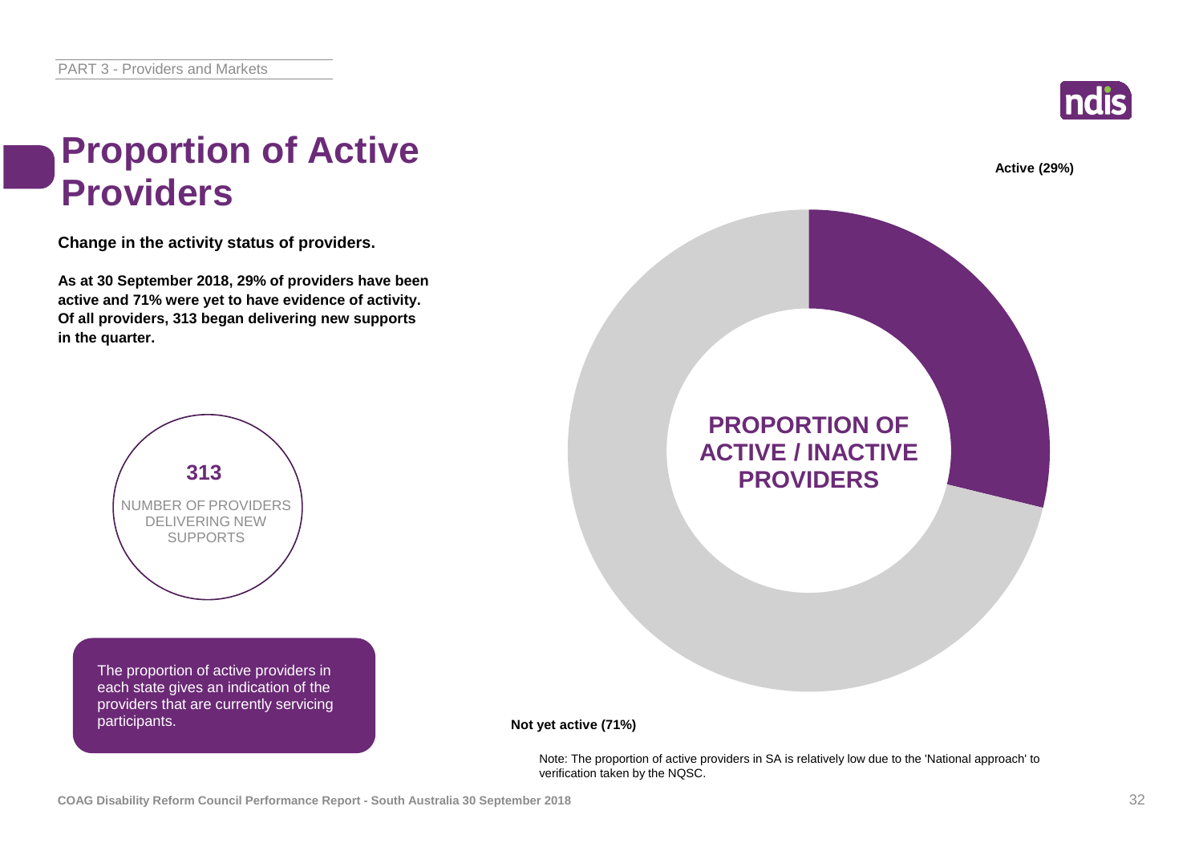# Proportion of Active Providers

**Change in the activity status of providers.**

**As at 30 September 2018, 29% of providers have been active and 71% were yet to have evidence of activity. Of all providers, 313 began delivering new supports in the quarter.**

**313**

NUMBER OF PROVIDERS DELIVERING NEW SUPPORTS

The proportion of active providers in each state gives an indication of the providers that are currently servicing participants.

**PROPORTION OF ACTIVE / INACTIVE PROVIDERS**

**Active (29%)**

**Not yet active (71%)**

Note: The proportion of active providers in SA is relatively low due to the 'National approach' to verification taken by the NQSC.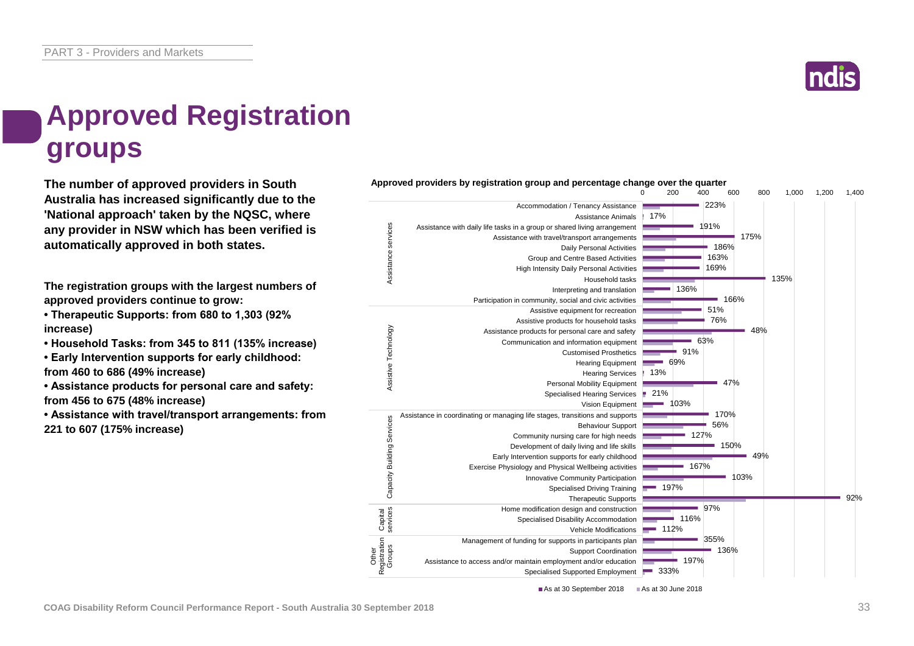# Approved Registration groups

**The number of approved providers in South Australia has increased significantly due to the 'National approach' taken by the NQSC, where any provider in NSW which has been verified is automatically approved in both states.**

**The registration groups with the largest numbers of approved providers continue to grow:**

- **Therapeutic Supports: from 680 to 1,303 (92% increase)**
- **Household Tasks: from 345 to 811 (135% increase)**
- **Early Intervention supports for early childhood: from 460 to 686 (49% increase)**
- **Assistance products for personal care and safety: from 456 to 675 (48% increase)**
- **Assistance with travel/transport arrangements: from 221 to 607 (175% increase)**

**Approved providers by registration group and percentage change over the quarter**

| Category | Registration group | % change over the quarter |
|---|---|---|
| Assistance services | Accommodation / Tenancy Assistance | 223% |
| | Assistance Animals | 17% |
| | Assistance with daily life tasks in a group or shared living arrangement | 191% |
| | Assistance with travel/transport arrangements | 175% |
| | Daily Personal Activities | 186% |
| | Group and Centre Based Activities | 163% |
| | High Intensity Daily Personal Activities | 169% |
| | Household tasks | 135% |
| | Interpreting and translation | 136% |
| | Participation in community, social and civic activities | 166% |
| Assistive Technology | Assistive equipment for recreation | 51% |
| | Assistive products for household tasks | 76% |
| | Assistance products for personal care and safety | 48% |
| | Communication and information equipment | 63% |
| | Customised Prosthetics | 91% |
| | Hearing Equipment | 69% |
| | Hearing Services | 13% |
| | Personal Mobility Equipment | 47% |
| | Specialised Hearing Services | 21% |
| | Vision Equipment | 103% |
| Capacity Building Services | Assistance in coordinating or managing life stages, transitions and supports | 170% |
| | Behaviour Support | 56% |
| | Community nursing care for high needs | 127% |
| | Development of daily living and life skills | 150% |
| | Early Intervention supports for early childhood | 49% |
| | Exercise Physiology and Physical Wellbeing activities | 167% |
| | Innovative Community Participation | 103% |
| | Specialised Driving Training | 197% |
| | Therapeutic Supports | 92% |
| Capital services | Home modification design and construction | 97% |
| | Specialised Disability Accommodation | 116% |
| | Vehicle Modifications | 112% |
| Other Registration Groups | Management of funding for supports in participants plan | 355% |
| | Support Coordination | 136% |
| | Assistance to access and/or maintain employment and/or education | 197% |
| | Specialised Supported Employment | 333% |

■ As at 30 September 2018 ■ As at 30 June 2018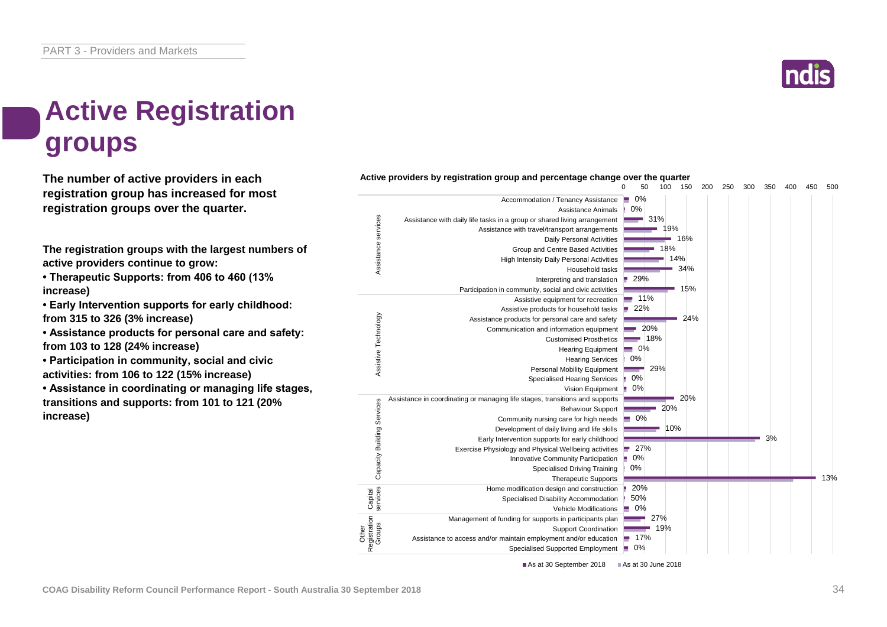# Active Registration groups

**The number of active providers in each registration group has increased for most registration groups over the quarter.**

**The registration groups with the largest numbers of active providers continue to grow:**

- **Therapeutic Supports: from 406 to 460 (13% increase)**
- **Early Intervention supports for early childhood: from 315 to 326 (3% increase)**
- **Assistance products for personal care and safety: from 103 to 128 (24% increase)**
- **Participation in community, social and civic activities: from 106 to 122 (15% increase)**
- **Assistance in coordinating or managing life stages, transitions and supports: from 101 to 121 (20% increase)**

**Active providers by registration group and percentage change over the quarter**

| Group | Registration group | % change |
|---|---|---|
| Assistance services | Accommodation / Tenancy Assistance | 0% |
| | Assistance Animals | 0% |
| | Assistance with daily life tasks in a group or shared living arrangement | 31% |
| | Assistance with travel/transport arrangements | 19% |
| | Daily Personal Activities | 16% |
| | Group and Centre Based Activities | 18% |
| | High Intensity Daily Personal Activities | 14% |
| | Household tasks | 34% |
| | Interpreting and translation | 29% |
| | Participation in community, social and civic activities | 15% |
| Assistive Technology | Assistive equipment for recreation | 11% |
| | Assistive products for household tasks | 22% |
| | Assistance products for personal care and safety | 24% |
| | Communication and information equipment | 20% |
| | Customised Prosthetics | 18% |
| | Hearing Equipment | 0% |
| | Hearing Services | 0% |
| | Personal Mobility Equipment | 29% |
| | Specialised Hearing Services | 0% |
| | Vision Equipment | 0% |
| Capacity Building Services | Assistance in coordinating or managing life stages, transitions and supports | 20% |
| | Behaviour Support | 20% |
| | Community nursing care for high needs | 0% |
| | Development of daily living and life skills | 10% |
| | Early Intervention supports for early childhood | 3% |
| | Exercise Physiology and Physical Wellbeing activities | 27% |
| | Innovative Community Participation | 0% |
| | Specialised Driving Training | 0% |
| | Therapeutic Supports | 13% |
| Capital services | Home modification design and construction | 20% |
| | Specialised Disability Accommodation | 50% |
| | Vehicle Modifications | 0% |
| Other Registration Groups | Management of funding for supports in participants plan | 27% |
| | Support Coordination | 19% |
| | Assistance to access and/or maintain employment and/or education | 17% |
| | Specialised Supported Employment | 0% |

■ As at 30 September 2018 ■ As at 30 June 2018

COAG Disability Reform Council Performance Report - South Australia 30 September 2018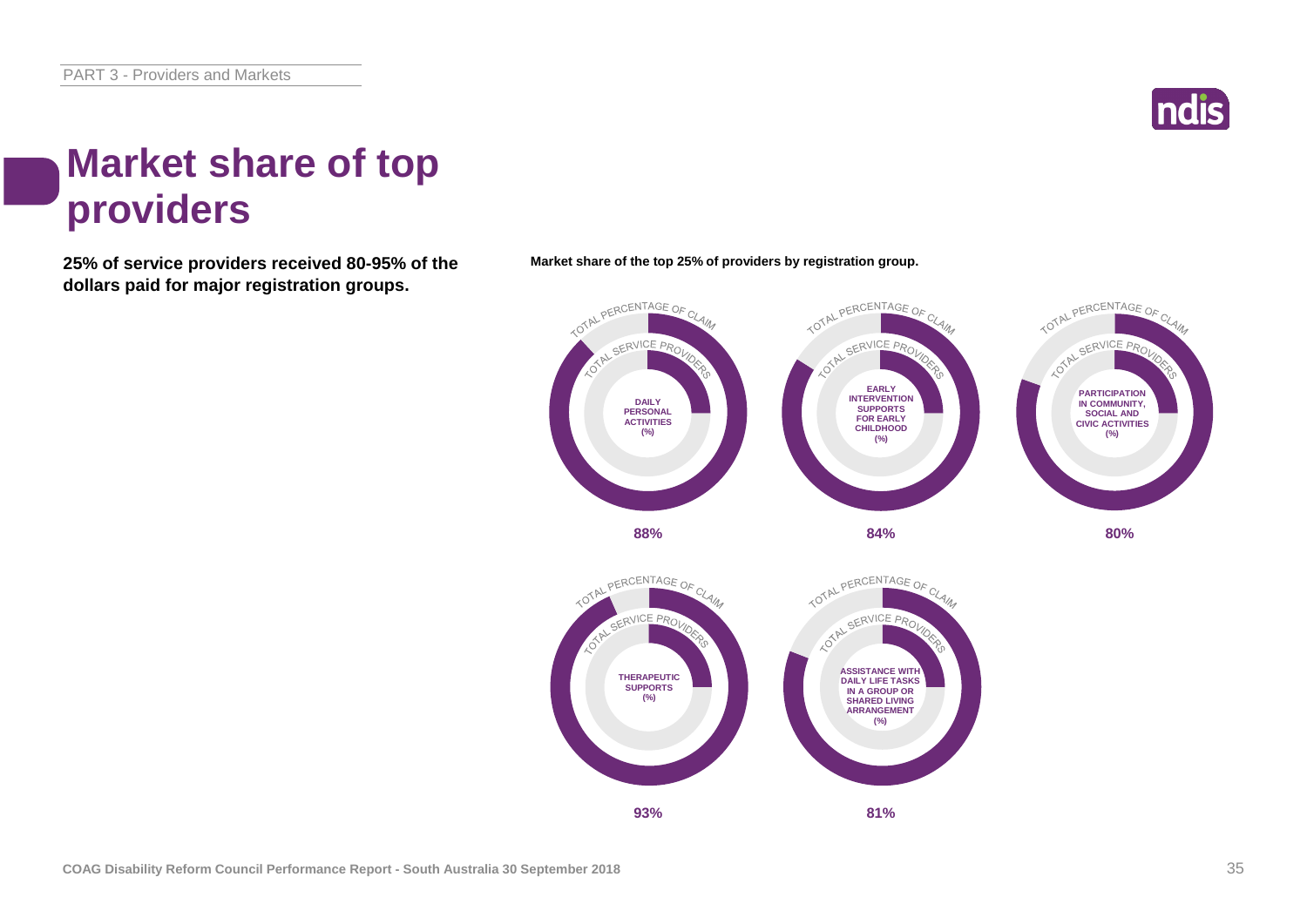# Market share of top providers

**25% of service providers received 80-95% of the dollars paid for major registration groups.**

**Market share of the top 25% of providers by registration group.**

TOTAL PERCENTAGE OF CLAIM
TOTAL SERVICE PROVIDERS

| Registration group (%) | Market share |
|---|---|
| DAILY PERSONAL ACTIVITIES (%) | 88% |
| EARLY INTERVENTION SUPPORTS FOR EARLY CHILDHOOD (%) | 84% |
| PARTICIPATION IN COMMUNITY, SOCIAL AND CIVIC ACTIVITIES (%) | 80% |
| THERAPEUTIC SUPPORTS (%) | 93% |
| ASSISTANCE WITH DAILY LIFE TASKS IN A GROUP OR SHARED LIVING ARRANGEMENT (%) | 81% |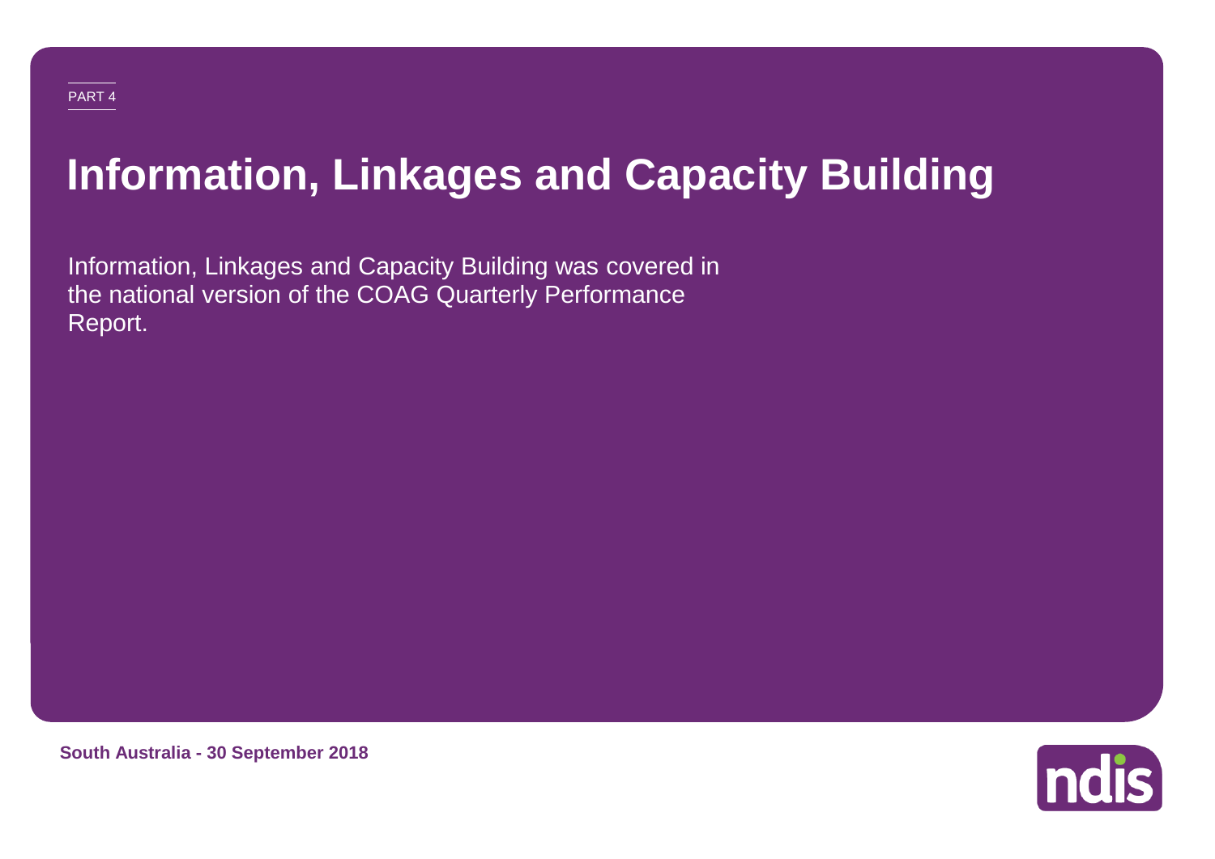PART 4

# Information, Linkages and Capacity Building

Information, Linkages and Capacity Building was covered in the national version of the COAG Quarterly Performance Report.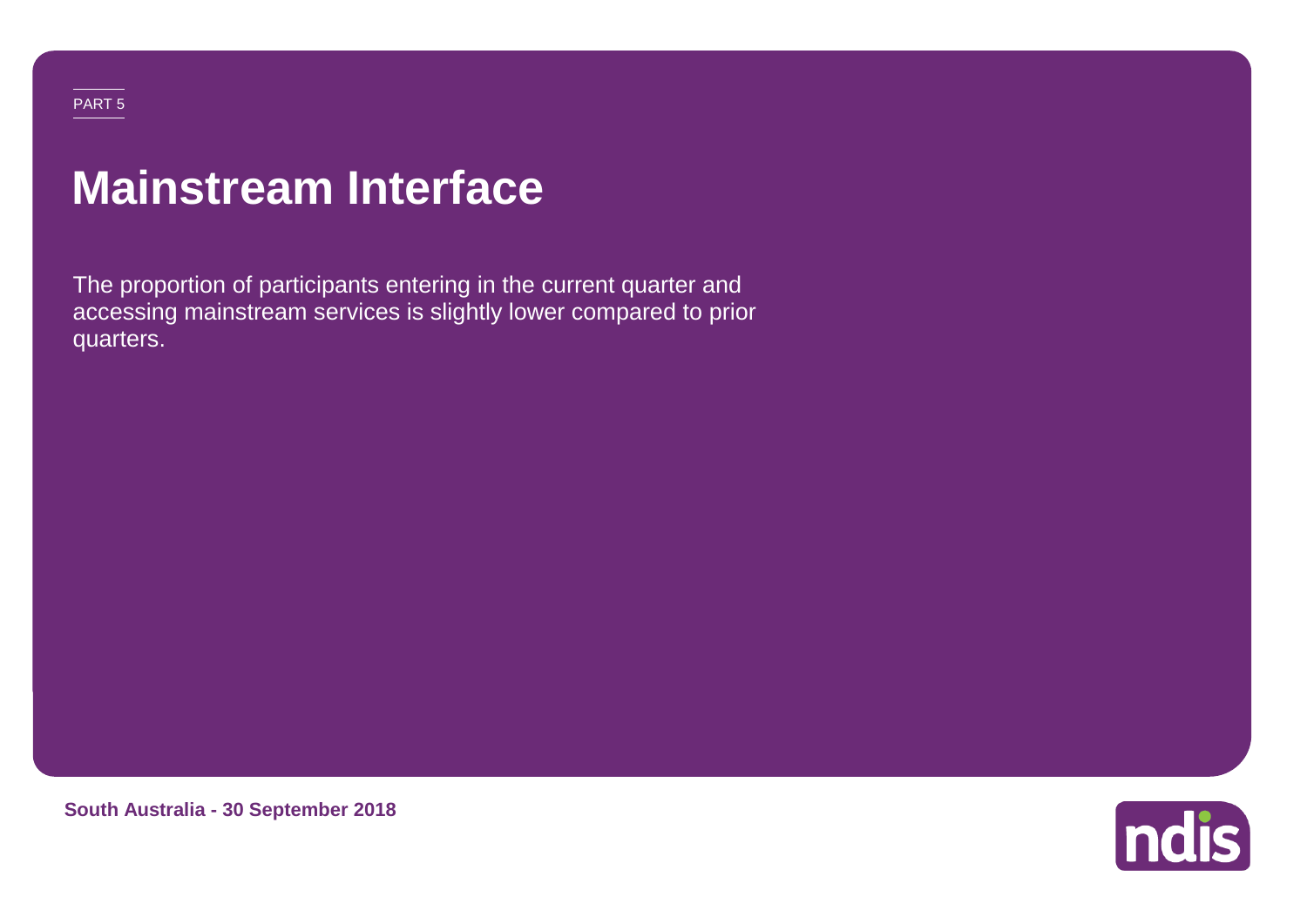PART 5

# Mainstream Interface

The proportion of participants entering in the current quarter and accessing mainstream services is slightly lower compared to prior quarters.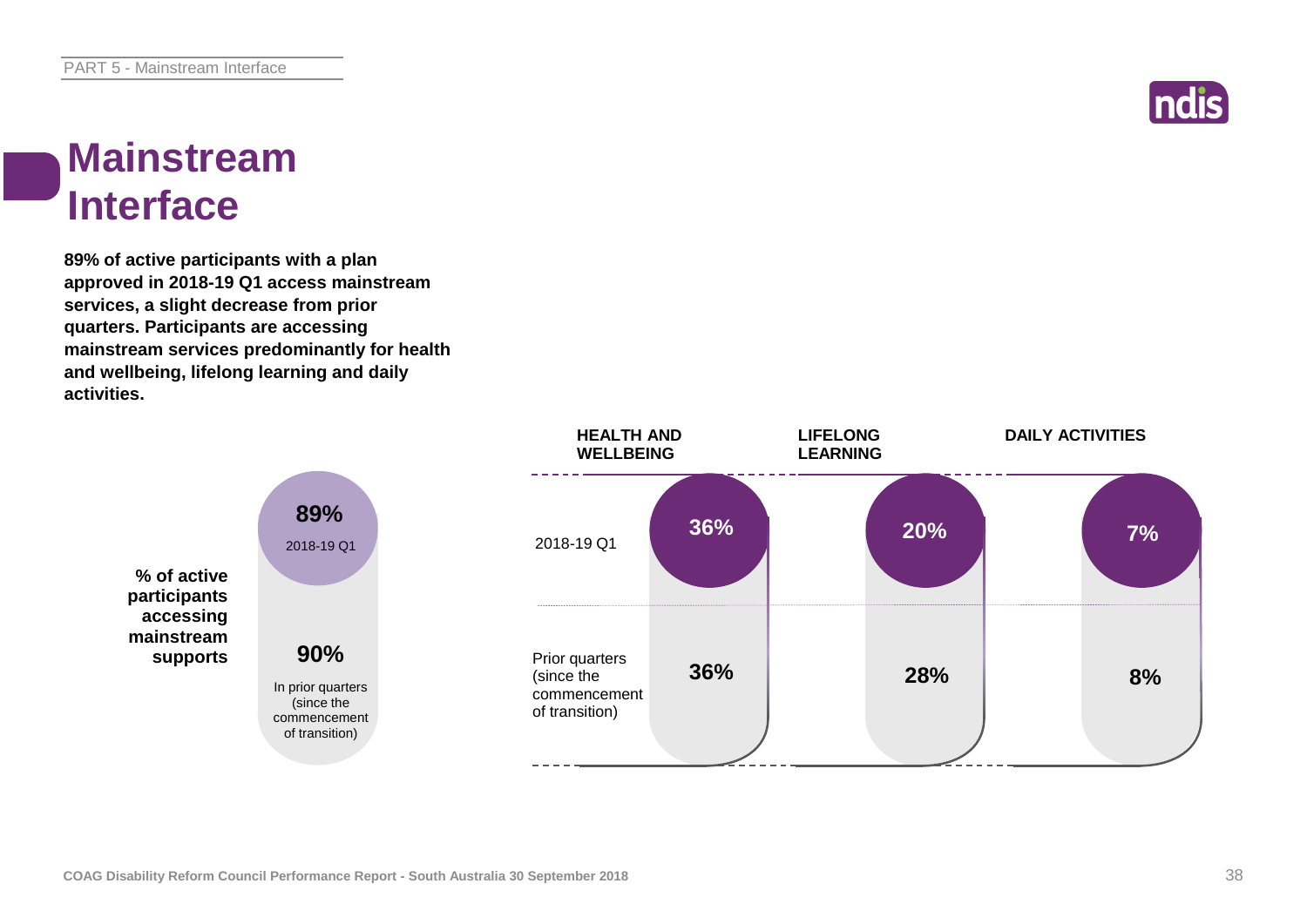# Mainstream Interface

**89% of active participants with a plan approved in 2018-19 Q1 access mainstream services, a slight decrease from prior quarters. Participants are accessing mainstream services predominantly for health and wellbeing, lifelong learning and daily activities.**

**% of active participants accessing mainstream supports**

| | |
|---|---|
| 2018-19 Q1 | **89%** |
| In prior quarters (since the commencement of transition) | **90%** |

| | HEALTH AND WELLBEING | LIFELONG LEARNING | DAILY ACTIVITIES |
|---|---|---|---|
| 2018-19 Q1 | 36% | 20% | 7% |
| Prior quarters (since the commencement of transition) | 36% | 28% | 8% |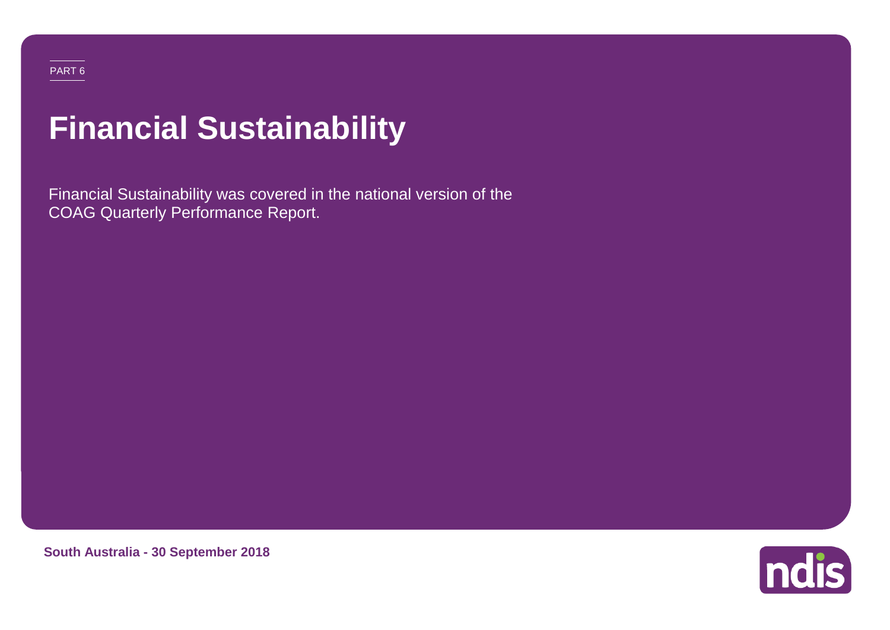PART 6

# Financial Sustainability

Financial Sustainability was covered in the national version of the COAG Quarterly Performance Report.